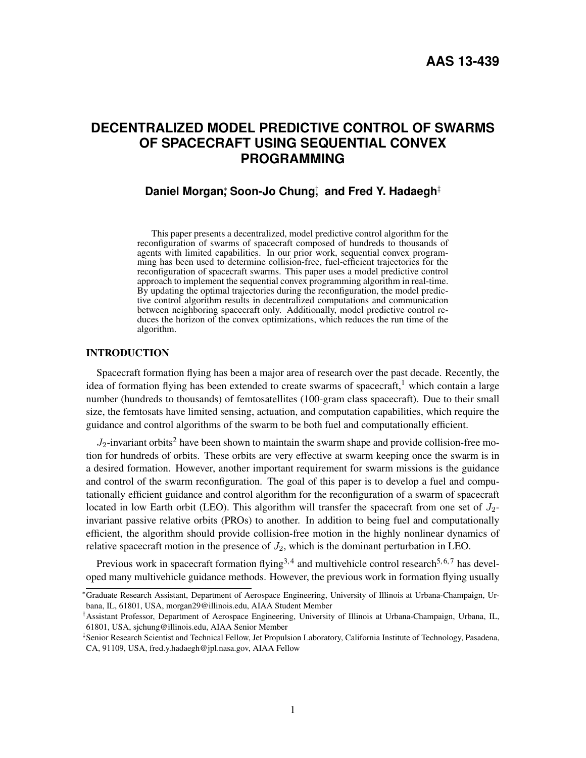AAS 13-439

# DECENTRALIZED MODEL PREDICTIVE CONTROL OF SWARMS OF SPACECRAFT USING SEQUENTIAL CONVEX PROGRAMMING

**Daniel Morgan**[*]**, Soon-Jo Chung**[†]**, and Fred Y. Hadaegh**[‡]

This paper presents a decentralized, model predictive control algorithm for the reconfiguration of swarms of spacecraft composed of hundreds to thousands of agents with limited capabilities. In our prior work, sequential convex programming has been used to determine collision-free, fuel-efficient trajectories for the reconfiguration of spacecraft swarms. This paper uses a model predictive control approach to implement the sequential convex programming algorithm in real-time. By updating the optimal trajectories during the reconfiguration, the model predictive control algorithm results in decentralized computations and communication between neighboring spacecraft only. Additionally, model predictive control reduces the horizon of the convex optimizations, which reduces the run time of the algorithm.

## INTRODUCTION

Spacecraft formation flying has been a major area of research over the past decade. Recently, the idea of formation flying has been extended to create swarms of spacecraft,[1] which contain a large number (hundreds to thousands) of femtosatellites (100-gram class spacecraft). Due to their small size, the femtosats have limited sensing, actuation, and computation capabilities, which require the guidance and control algorithms of the swarm to be both fuel and computationally efficient.

$J_2$-invariant orbits[2] have been shown to maintain the swarm shape and provide collision-free motion for hundreds of orbits. These orbits are very effective at swarm keeping once the swarm is in a desired formation. However, another important requirement for swarm missions is the guidance and control of the swarm reconfiguration. The goal of this paper is to develop a fuel and computationally efficient guidance and control algorithm for the reconfiguration of a swarm of spacecraft located in low Earth orbit (LEO). This algorithm will transfer the spacecraft from one set of $J_2$-invariant passive relative orbits (PROs) to another. In addition to being fuel and computationally efficient, the algorithm should provide collision-free motion in the highly nonlinear dynamics of relative spacecraft motion in the presence of $J_2$, which is the dominant perturbation in LEO.

Previous work in spacecraft formation flying[3,4] and multivehicle control research[5,6,7] has developed many multivehicle guidance methods. However, the previous work in formation flying usually

---

[*] Graduate Research Assistant, Department of Aerospace Engineering, University of Illinois at Urbana-Champaign, Urbana, IL, 61801, USA, morgan29@illinois.edu, AIAA Student Member

[†] Assistant Professor, Department of Aerospace Engineering, University of Illinois at Urbana-Champaign, Urbana, IL, 61801, USA, sjchung@illinois.edu, AIAA Senior Member

[‡] Senior Research Scientist and Technical Fellow, Jet Propulsion Laboratory, California Institute of Technology, Pasadena, CA, 91109, USA, fred.y.hadaegh@jpl.nasa.gov, AIAA Fellow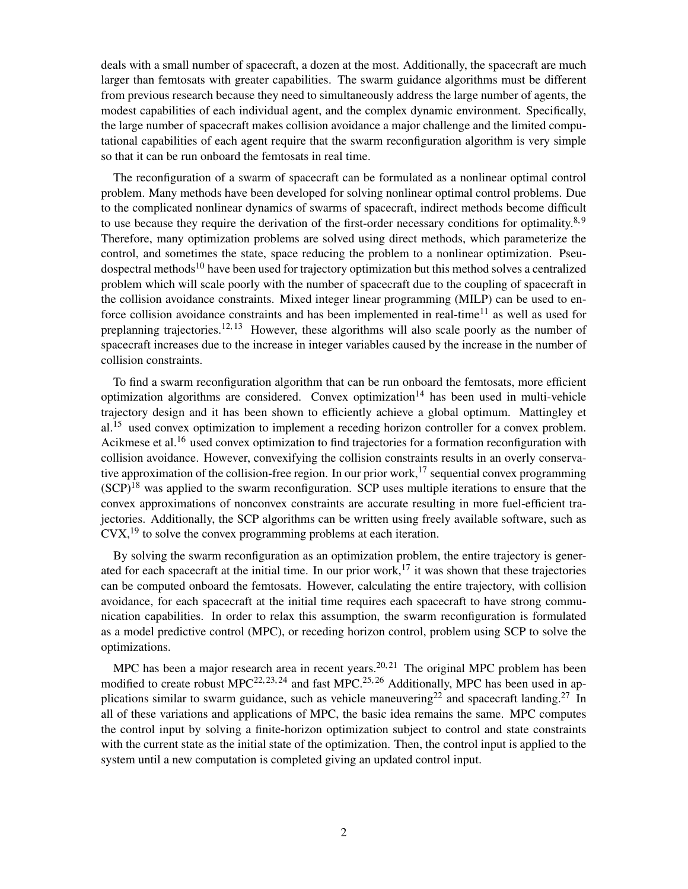deals with a small number of spacecraft, a dozen at the most. Additionally, the spacecraft are much larger than femtosats with greater capabilities. The swarm guidance algorithms must be different from previous research because they need to simultaneously address the large number of agents, the modest capabilities of each individual agent, and the complex dynamic environment. Specifically, the large number of spacecraft makes collision avoidance a major challenge and the limited computational capabilities of each agent require that the swarm reconfiguration algorithm is very simple so that it can be run onboard the femtosats in real time.

The reconfiguration of a swarm of spacecraft can be formulated as a nonlinear optimal control problem. Many methods have been developed for solving nonlinear optimal control problems. Due to the complicated nonlinear dynamics of swarms of spacecraft, indirect methods become difficult to use because they require the derivation of the first-order necessary conditions for optimality.[8,9] Therefore, many optimization problems are solved using direct methods, which parameterize the control, and sometimes the state, space reducing the problem to a nonlinear optimization. Pseudospectral methods[10] have been used for trajectory optimization but this method solves a centralized problem which will scale poorly with the number of spacecraft due to the coupling of spacecraft in the collision avoidance constraints. Mixed integer linear programming (MILP) can be used to enforce collision avoidance constraints and has been implemented in real-time[11] as well as used for preplanning trajectories.[12,13] However, these algorithms will also scale poorly as the number of spacecraft increases due to the increase in integer variables caused by the increase in the number of collision constraints.

To find a swarm reconfiguration algorithm that can be run onboard the femtosats, more efficient optimization algorithms are considered. Convex optimization[14] has been used in multi-vehicle trajectory design and it has been shown to efficiently achieve a global optimum. Mattingley et al.[15] used convex optimization to implement a receding horizon controller for a convex problem. Acikmese et al.[16] used convex optimization to find trajectories for a formation reconfiguration with collision avoidance. However, convexifying the collision constraints results in an overly conservative approximation of the collision-free region. In our prior work,[17] sequential convex programming (SCP)[18] was applied to the swarm reconfiguration. SCP uses multiple iterations to ensure that the convex approximations of nonconvex constraints are accurate resulting in more fuel-efficient trajectories. Additionally, the SCP algorithms can be written using freely available software, such as CVX,[19] to solve the convex programming problems at each iteration.

By solving the swarm reconfiguration as an optimization problem, the entire trajectory is generated for each spacecraft at the initial time. In our prior work,[17] it was shown that these trajectories can be computed onboard the femtosats. However, calculating the entire trajectory, with collision avoidance, for each spacecraft at the initial time requires each spacecraft to have strong communication capabilities. In order to relax this assumption, the swarm reconfiguration is formulated as a model predictive control (MPC), or receding horizon control, problem using SCP to solve the optimizations.

MPC has been a major research area in recent years.[20,21] The original MPC problem has been modified to create robust MPC[22,23,24] and fast MPC.[25,26] Additionally, MPC has been used in applications similar to swarm guidance, such as vehicle maneuvering[22] and spacecraft landing.[27] In all of these variations and applications of MPC, the basic idea remains the same. MPC computes the control input by solving a finite-horizon optimization subject to control and state constraints with the current state as the initial state of the optimization. Then, the control input is applied to the system until a new computation is completed giving an updated control input.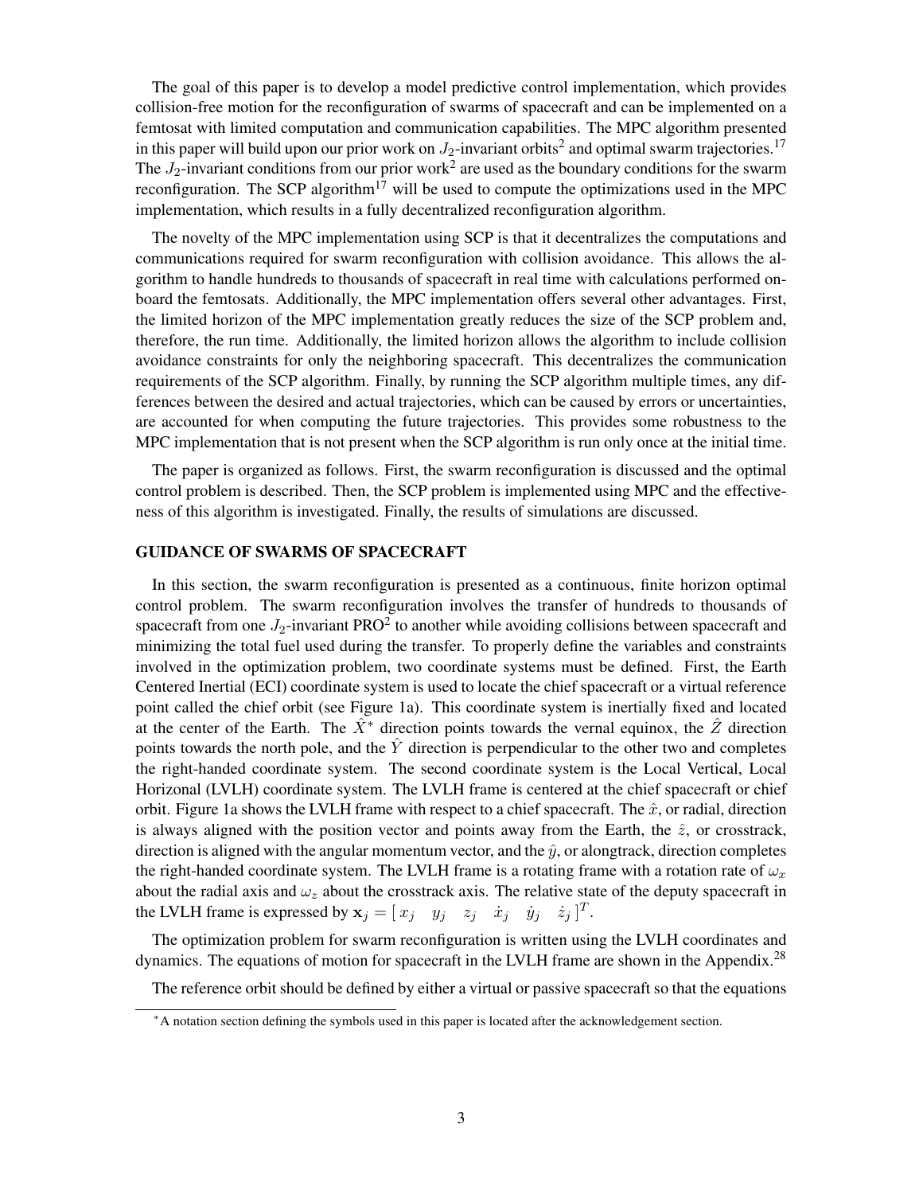The goal of this paper is to develop a model predictive control implementation, which provides collision-free motion for the reconfiguration of swarms of spacecraft and can be implemented on a femtosat with limited computation and communication capabilities. The MPC algorithm presented in this paper will build upon our prior work on $J_2$-invariant orbits[2] and optimal swarm trajectories.[17] The $J_2$-invariant conditions from our prior work[2] are used as the boundary conditions for the swarm reconfiguration. The SCP algorithm[17] will be used to compute the optimizations used in the MPC implementation, which results in a fully decentralized reconfiguration algorithm.

The novelty of the MPC implementation using SCP is that it decentralizes the computations and communications required for swarm reconfiguration with collision avoidance. This allows the algorithm to handle hundreds to thousands of spacecraft in real time with calculations performed onboard the femtosats. Additionally, the MPC implementation offers several other advantages. First, the limited horizon of the MPC implementation greatly reduces the size of the SCP problem and, therefore, the run time. Additionally, the limited horizon allows the algorithm to include collision avoidance constraints for only the neighboring spacecraft. This decentralizes the communication requirements of the SCP algorithm. Finally, by running the SCP algorithm multiple times, any differences between the desired and actual trajectories, which can be caused by errors or uncertainties, are accounted for when computing the future trajectories. This provides some robustness to the MPC implementation that is not present when the SCP algorithm is run only once at the initial time.

The paper is organized as follows. First, the swarm reconfiguration is discussed and the optimal control problem is described. Then, the SCP problem is implemented using MPC and the effectiveness of this algorithm is investigated. Finally, the results of simulations are discussed.

## GUIDANCE OF SWARMS OF SPACECRAFT

In this section, the swarm reconfiguration is presented as a continuous, finite horizon optimal control problem. The swarm reconfiguration involves the transfer of hundreds to thousands of spacecraft from one $J_2$-invariant PRO[2] to another while avoiding collisions between spacecraft and minimizing the total fuel used during the transfer. To properly define the variables and constraints involved in the optimization problem, two coordinate systems must be defined. First, the Earth Centered Inertial (ECI) coordinate system is used to locate the chief spacecraft or a virtual reference point called the chief orbit (see Figure 1a). This coordinate system is inertially fixed and located at the center of the Earth. The $\hat{X}$[*] direction points towards the vernal equinox, the $\hat{Z}$ direction points towards the north pole, and the $\hat{Y}$ direction is perpendicular to the other two and completes the right-handed coordinate system. The second coordinate system is the Local Vertical, Local Horizonal (LVLH) coordinate system. The LVLH frame is centered at the chief spacecraft or chief orbit. Figure 1a shows the LVLH frame with respect to a chief spacecraft. The $\hat{x}$, or radial, direction is always aligned with the position vector and points away from the Earth, the $\hat{z}$, or crosstrack, direction is aligned with the angular momentum vector, and the $\hat{y}$, or alongtrack, direction completes the right-handed coordinate system. The LVLH frame is a rotating frame with a rotation rate of $\omega_x$ about the radial axis and $\omega_z$ about the crosstrack axis. The relative state of the deputy spacecraft in the LVLH frame is expressed by $\mathbf{x}_j = [\, x_j \quad y_j \quad z_j \quad \dot{x}_j \quad \dot{y}_j \quad \dot{z}_j \,]^T$.

The optimization problem for swarm reconfiguration is written using the LVLH coordinates and dynamics. The equations of motion for spacecraft in the LVLH frame are shown in the Appendix.[28]

The reference orbit should be defined by either a virtual or passive spacecraft so that the equations

[*] A notation section defining the symbols used in this paper is located after the acknowledgement section.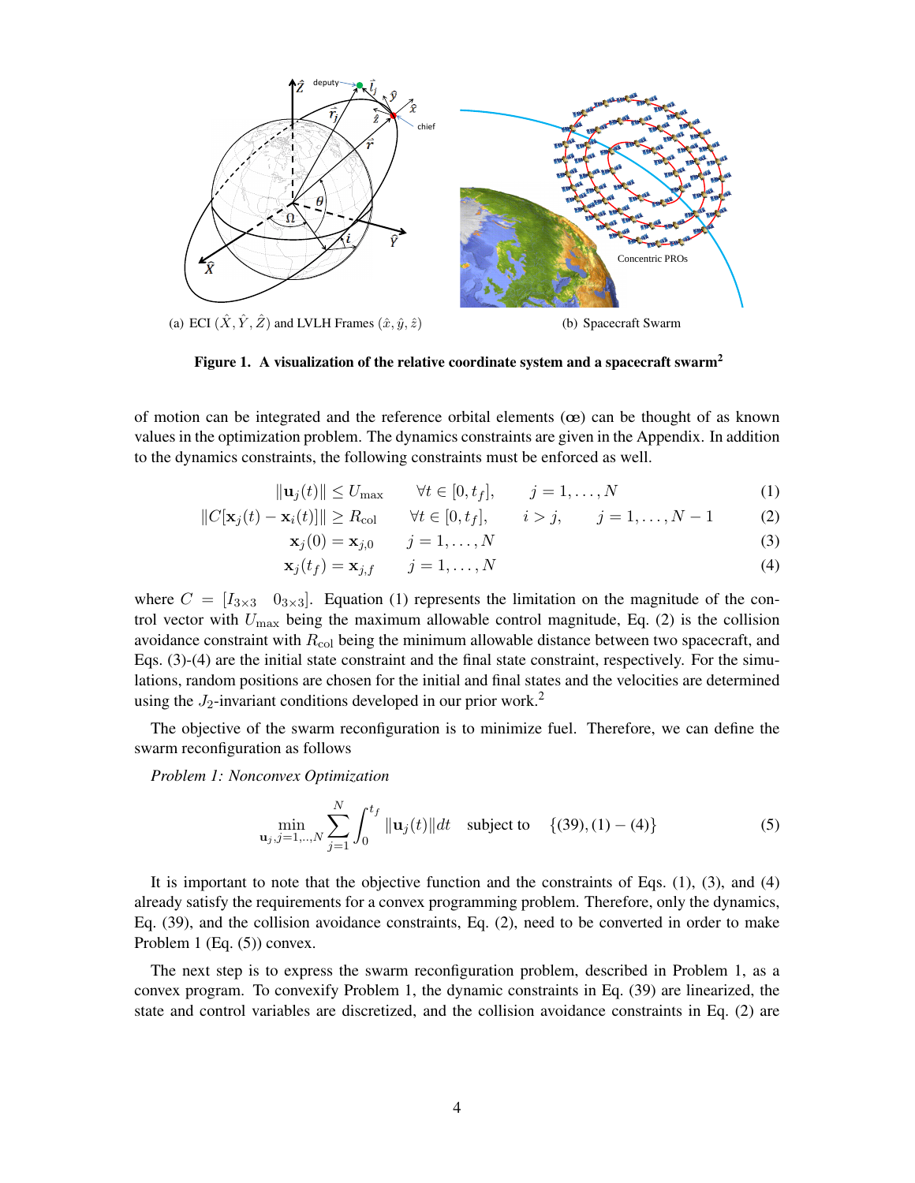(a) ECI $(\hat{X}, \hat{Y}, \hat{Z})$ and LVLH Frames $(\hat{x}, \hat{y}, \hat{z})$

(b) Spacecraft Swarm

**Figure 1. A visualization of the relative coordinate system and a spacecraft swarm[2]**

of motion can be integrated and the reference orbital elements (œ) can be thought of as known values in the optimization problem. The dynamics constraints are given in the Appendix. In addition to the dynamics constraints, the following constraints must be enforced as well.

$$\|\mathbf{u}_j(t)\| \leq U_{\max} \qquad \forall t \in [0, t_f], \qquad j = 1, \ldots, N \tag{1}$$

$$\|C[\mathbf{x}_j(t) - \mathbf{x}_i(t)]\| \geq R_{\text{col}} \qquad \forall t \in [0, t_f], \qquad i > j, \qquad j = 1, \ldots, N-1 \tag{2}$$

$$\mathbf{x}_j(0) = \mathbf{x}_{j,0} \qquad j = 1, \ldots, N \tag{3}$$

$$\mathbf{x}_j(t_f) = \mathbf{x}_{j,f} \qquad j = 1, \ldots, N \tag{4}$$

where $C = [I_{3\times 3} \quad 0_{3\times 3}]$. Equation (1) represents the limitation on the magnitude of the control vector with $U_{\max}$ being the maximum allowable control magnitude, Eq. (2) is the collision avoidance constraint with $R_{\text{col}}$ being the minimum allowable distance between two spacecraft, and Eqs. (3)-(4) are the initial state constraint and the final state constraint, respectively. For the simulations, random positions are chosen for the initial and final states and the velocities are determined using the $J_2$-invariant conditions developed in our prior work.[2]

The objective of the swarm reconfiguration is to minimize fuel. Therefore, we can define the swarm reconfiguration as follows

*Problem 1: Nonconvex Optimization*

$$\min_{\mathbf{u}_j, j=1,..,N} \sum_{j=1}^{N} \int_0^{t_f} \|\mathbf{u}_j(t)\| dt \quad \text{subject to} \quad \{(39), (1) - (4)\} \tag{5}$$

It is important to note that the objective function and the constraints of Eqs. (1), (3), and (4) already satisfy the requirements for a convex programming problem. Therefore, only the dynamics, Eq. (39), and the collision avoidance constraints, Eq. (2), need to be converted in order to make Problem 1 (Eq. (5)) convex.

The next step is to express the swarm reconfiguration problem, described in Problem 1, as a convex program. To convexify Problem 1, the dynamic constraints in Eq. (39) are linearized, the state and control variables are discretized, and the collision avoidance constraints in Eq. (2) are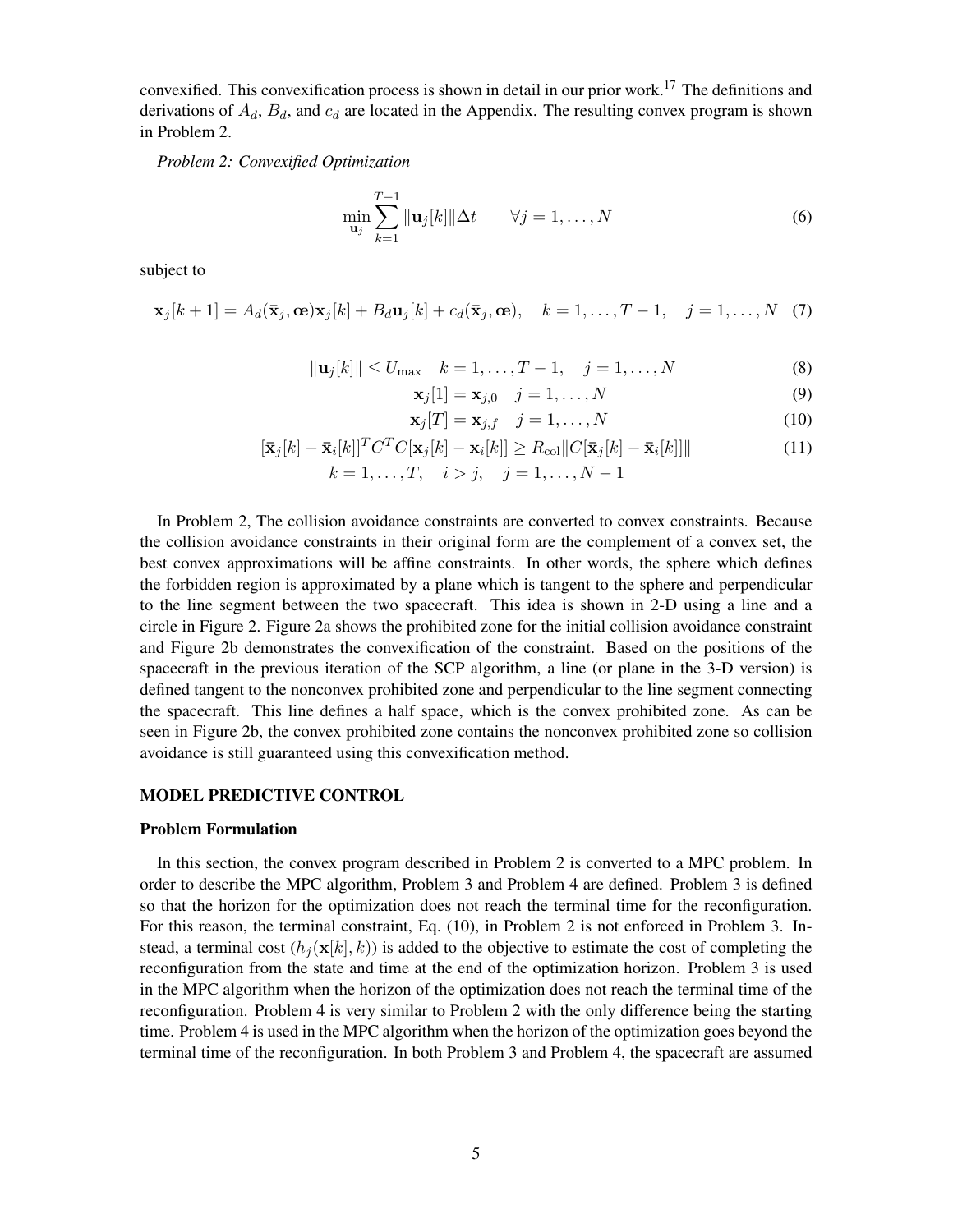convexified. This convexification process is shown in detail in our prior work.[17] The definitions and derivations of $A_d$, $B_d$, and $c_d$ are located in the Appendix. The resulting convex program is shown in Problem 2.

*Problem 2: Convexified Optimization*

$$\min_{\mathbf{u}_j} \sum_{k=1}^{T-1} \|\mathbf{u}_j[k]\|\Delta t \qquad \forall j = 1, \ldots, N \tag{6}$$

subject to

$$\mathbf{x}_j[k+1] = A_d(\bar{\mathbf{x}}_j, \text{œ})\mathbf{x}_j[k] + B_d\mathbf{u}_j[k] + c_d(\bar{\mathbf{x}}_j, \text{œ}), \quad k = 1, \ldots, T-1, \quad j = 1, \ldots, N \tag{7}$$

$$\|\mathbf{u}_j[k]\| \leq U_{\max} \quad k = 1, \ldots, T-1, \quad j = 1, \ldots, N \tag{8}$$

$$\mathbf{x}_j[1] = \mathbf{x}_{j,0} \quad j = 1, \ldots, N \tag{9}$$

$$\mathbf{x}_j[T] = \mathbf{x}_{j,f} \quad j = 1, \ldots, N \tag{10}$$

$$[\bar{\mathbf{x}}_j[k] - \bar{\mathbf{x}}_i[k]]^T C^T C[\mathbf{x}_j[k] - \mathbf{x}_i[k]] \geq R_{\text{col}}\|C[\bar{\mathbf{x}}_j[k] - \bar{\mathbf{x}}_i[k]]\| \tag{11}$$

$$k = 1, \ldots, T, \quad i > j, \quad j = 1, \ldots, N-1$$

In Problem 2, The collision avoidance constraints are converted to convex constraints. Because the collision avoidance constraints in their original form are the complement of a convex set, the best convex approximations will be affine constraints. In other words, the sphere which defines the forbidden region is approximated by a plane which is tangent to the sphere and perpendicular to the line segment between the two spacecraft. This idea is shown in 2-D using a line and a circle in Figure 2. Figure 2a shows the prohibited zone for the initial collision avoidance constraint and Figure 2b demonstrates the convexification of the constraint. Based on the positions of the spacecraft in the previous iteration of the SCP algorithm, a line (or plane in the 3-D version) is defined tangent to the nonconvex prohibited zone and perpendicular to the line segment connecting the spacecraft. This line defines a half space, which is the convex prohibited zone. As can be seen in Figure 2b, the convex prohibited zone contains the nonconvex prohibited zone so collision avoidance is still guaranteed using this convexification method.

## MODEL PREDICTIVE CONTROL

### Problem Formulation

In this section, the convex program described in Problem 2 is converted to a MPC problem. In order to describe the MPC algorithm, Problem 3 and Problem 4 are defined. Problem 3 is defined so that the horizon for the optimization does not reach the terminal time for the reconfiguration. For this reason, the terminal constraint, Eq. (10), in Problem 2 is not enforced in Problem 3. Instead, a terminal cost ($h_j(\mathbf{x}[k], k)$) is added to the objective to estimate the cost of completing the reconfiguration from the state and time at the end of the optimization horizon. Problem 3 is used in the MPC algorithm when the horizon of the optimization does not reach the terminal time of the reconfiguration. Problem 4 is very similar to Problem 2 with the only difference being the starting time. Problem 4 is used in the MPC algorithm when the horizon of the optimization goes beyond the terminal time of the reconfiguration. In both Problem 3 and Problem 4, the spacecraft are assumed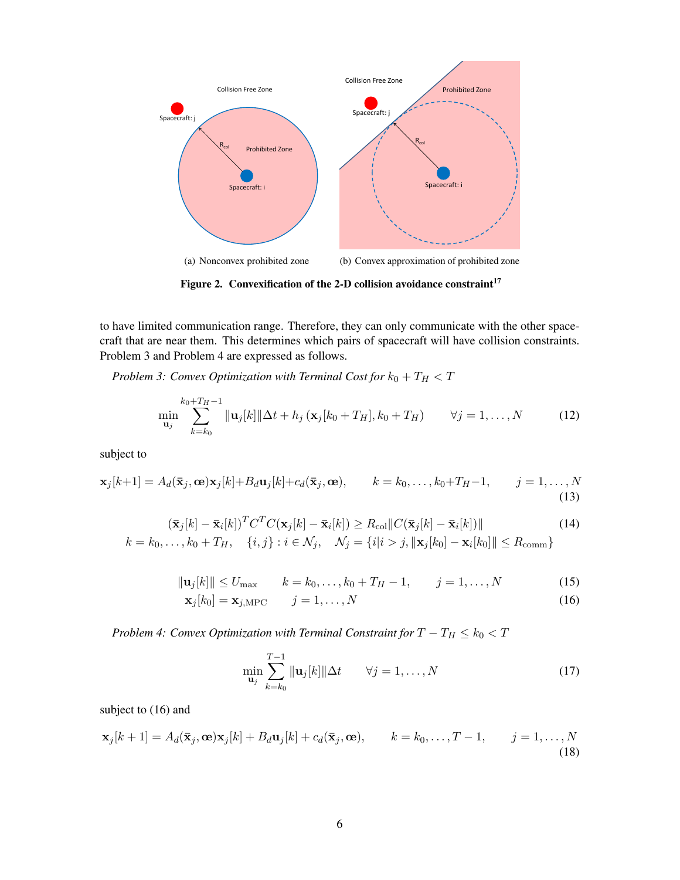(a) Nonconvex prohibited zone

(b) Convex approximation of prohibited zone

**Figure 2. Convexification of the 2-D collision avoidance constraint[17]**

to have limited communication range. Therefore, they can only communicate with the other spacecraft that are near them. This determines which pairs of spacecraft will have collision constraints. Problem 3 and Problem 4 are expressed as follows.

*Problem 3: Convex Optimization with Terminal Cost for $k_0 + T_H < T$*

$$\min_{\mathbf{u}_j} \sum_{k=k_0}^{k_0+T_H-1} \|\mathbf{u}_j[k]\|\Delta t + h_j\left(\mathbf{x}_j[k_0+T_H], k_0+T_H\right) \qquad \forall j = 1,\ldots,N \tag{12}$$

subject to

$$\mathbf{x}_j[k+1] = A_d(\bar{\mathbf{x}}_j, \text{œ})\mathbf{x}_j[k] + B_d\mathbf{u}_j[k] + c_d(\bar{\mathbf{x}}_j, \text{œ}), \qquad k = k_0,\ldots,k_0+T_H-1, \qquad j = 1,\ldots,N \tag{13}$$

$$(\bar{\mathbf{x}}_j[k] - \bar{\mathbf{x}}_i[k])^T C^T C(\mathbf{x}_j[k] - \bar{\mathbf{x}}_i[k]) \geq R_{\text{col}}\|C(\bar{\mathbf{x}}_j[k] - \bar{\mathbf{x}}_i[k])\| \tag{14}$$
$$k = k_0,\ldots,k_0+T_H, \quad \{i,j\} : i \in \mathcal{N}_j, \quad \mathcal{N}_j = \{i | i > j, \|\mathbf{x}_j[k_0] - \mathbf{x}_i[k_0]\| \leq R_{\text{comm}}\}$$

$$\|\mathbf{u}_j[k]\| \leq U_{\max} \qquad k = k_0,\ldots,k_0+T_H-1, \qquad j = 1,\ldots,N \tag{15}$$
$$\mathbf{x}_j[k_0] = \mathbf{x}_{j,\text{MPC}} \qquad j = 1,\ldots,N \tag{16}$$

*Problem 4: Convex Optimization with Terminal Constraint for $T - T_H \leq k_0 < T$*

$$\min_{\mathbf{u}_j} \sum_{k=k_0}^{T-1} \|\mathbf{u}_j[k]\|\Delta t \qquad \forall j = 1,\ldots,N \tag{17}$$

subject to (16) and

$$\mathbf{x}_j[k+1] = A_d(\bar{\mathbf{x}}_j, \text{œ})\mathbf{x}_j[k] + B_d\mathbf{u}_j[k] + c_d(\bar{\mathbf{x}}_j, \text{œ}), \qquad k = k_0,\ldots,T-1, \qquad j = 1,\ldots,N \tag{18}$$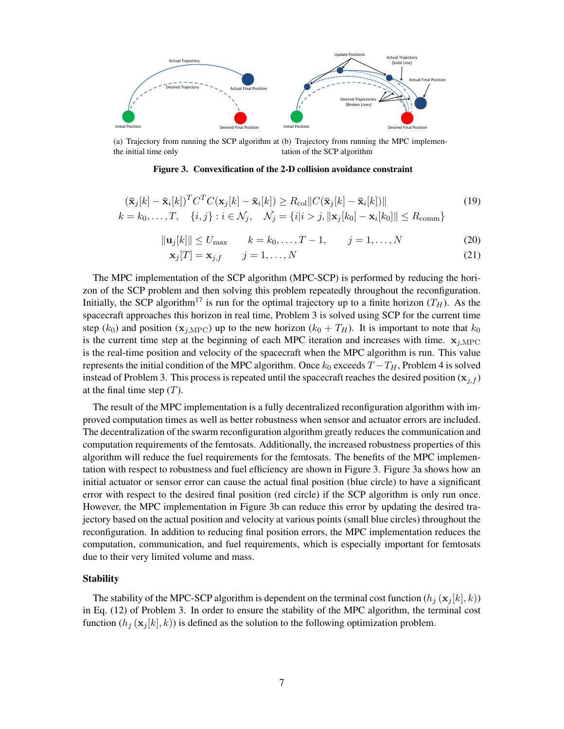(a) Trajectory from running the SCP algorithm at the initial time only (b) Trajectory from running the MPC implementation of the SCP algorithm

**Figure 3. Convexification of the 2-D collision avoidance constraint**

$$
\begin{gathered}
(\bar{\mathbf{x}}_j[k] - \bar{\mathbf{x}}_i[k])^T C^T C(\mathbf{x}_j[k] - \mathbf{x}_i[k]) \geq R_{\text{col}} \| C(\bar{\mathbf{x}}_j[k] - \bar{\mathbf{x}}_i[k]) \| \\
k = k_0, \ldots, T, \quad \{i, j\} : i \in \mathcal{N}_j, \quad \mathcal{N}_j = \{i | i > j, \|\mathbf{x}_j[k_0] - \mathbf{x}_i[k_0]\| \leq R_{\text{comm}}\}
\end{gathered} \tag{19}
$$

$$
\|\mathbf{u}_j[k]\| \leq U_{\max} \qquad k = k_0, \ldots, T-1, \qquad j = 1, \ldots, N \tag{20}
$$

$$
\mathbf{x}_j[T] = \mathbf{x}_{j,f} \qquad j = 1, \ldots, N \tag{21}
$$

The MPC implementation of the SCP algorithm (MPC-SCP) is performed by reducing the horizon of the SCP problem and then solving this problem repeatedly throughout the reconfiguration. Initially, the SCP algorithm[17] is run for the optimal trajectory up to a finite horizon ($T_H$). As the spacecraft approaches this horizon in real time, Problem 3 is solved using SCP for the current time step ($k_0$) and position ($\mathbf{x}_{j,\text{MPC}}$) up to the new horizon ($k_0 + T_H$). It is important to note that $k_0$ is the current time step at the beginning of each MPC iteration and increases with time. $\mathbf{x}_{j,\text{MPC}}$ is the real-time position and velocity of the spacecraft when the MPC algorithm is run. This value represents the initial condition of the MPC algorithm. Once $k_0$ exceeds $T - T_H$, Problem 4 is solved instead of Problem 3. This process is repeated until the spacecraft reaches the desired position ($\mathbf{x}_{j,f}$) at the final time step ($T$).

The result of the MPC implementation is a fully decentralized reconfiguration algorithm with improved computation times as well as better robustness when sensor and actuator errors are included. The decentralization of the swarm reconfiguration algorithm greatly reduces the communication and computation requirements of the femtosats. Additionally, the increased robustness properties of this algorithm will reduce the fuel requirements for the femtosats. The benefits of the MPC implementation with respect to robustness and fuel efficiency are shown in Figure 3. Figure 3a shows how an initial actuator or sensor error can cause the actual final position (blue circle) to have a significant error with respect to the desired final position (red circle) if the SCP algorithm is only run once. However, the MPC implementation in Figure 3b can reduce this error by updating the desired trajectory based on the actual position and velocity at various points (small blue circles) throughout the reconfiguration. In addition to reducing final position errors, the MPC implementation reduces the computation, communication, and fuel requirements, which is especially important for femtosats due to their very limited volume and mass.

### Stability

The stability of the MPC-SCP algorithm is dependent on the terminal cost function ($h_j(\mathbf{x}_j[k], k)$) in Eq. (12) of Problem 3. In order to ensure the stability of the MPC algorithm, the terminal cost function ($h_j(\mathbf{x}_j[k], k)$) is defined as the solution to the following optimization problem.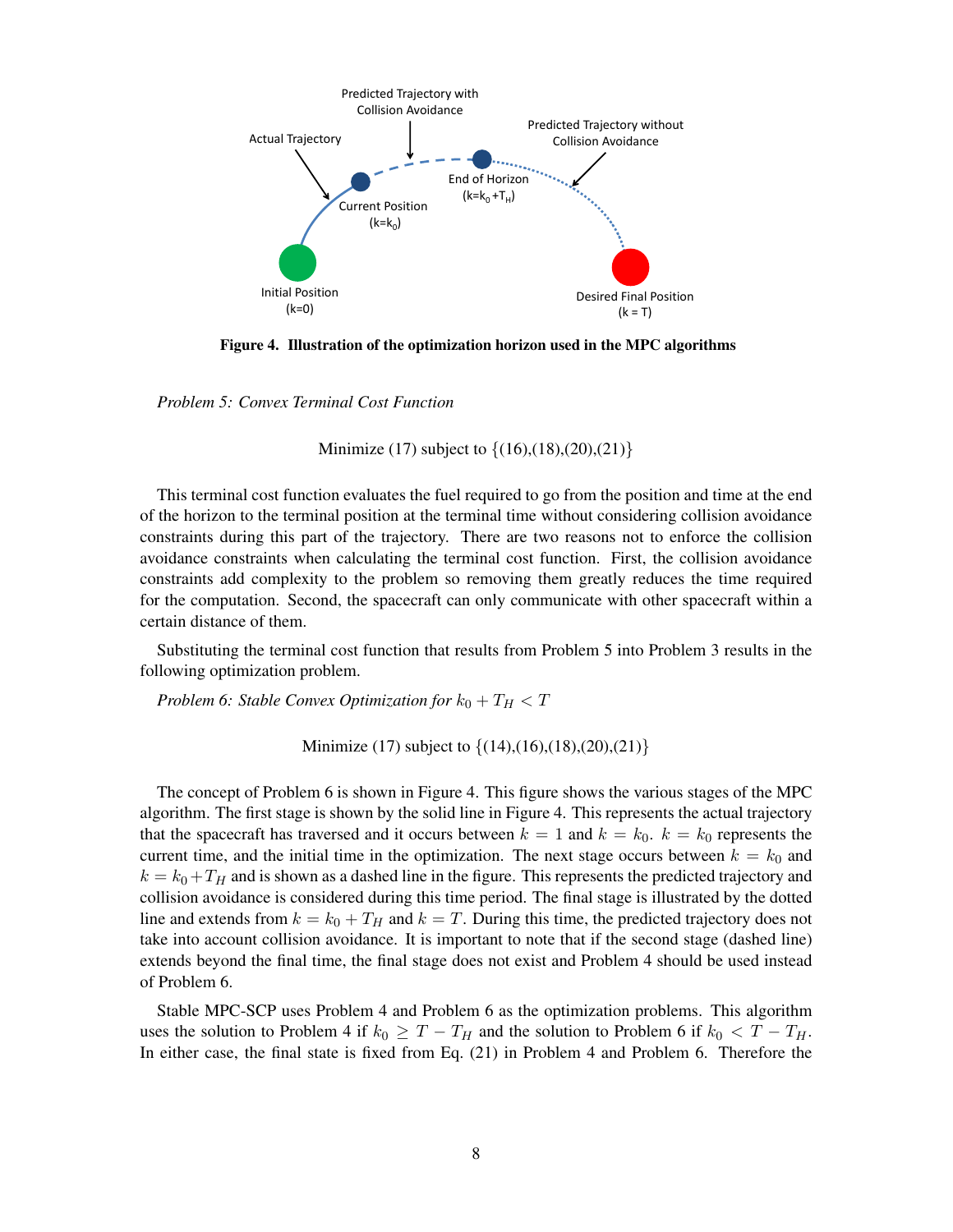**Figure 4. Illustration of the optimization horizon used in the MPC algorithms**

*Problem 5: Convex Terminal Cost Function*

$$\text{Minimize (17) subject to } \{(16),(18),(20),(21)\}$$

This terminal cost function evaluates the fuel required to go from the position and time at the end of the horizon to the terminal position at the terminal time without considering collision avoidance constraints during this part of the trajectory. There are two reasons not to enforce the collision avoidance constraints when calculating the terminal cost function. First, the collision avoidance constraints add complexity to the problem so removing them greatly reduces the time required for the computation. Second, the spacecraft can only communicate with other spacecraft within a certain distance of them.

Substituting the terminal cost function that results from Problem 5 into Problem 3 results in the following optimization problem.

*Problem 6: Stable Convex Optimization for $k_0 + T_H < T$*

$$\text{Minimize (17) subject to } \{(14),(16),(18),(20),(21)\}$$

The concept of Problem 6 is shown in Figure 4. This figure shows the various stages of the MPC algorithm. The first stage is shown by the solid line in Figure 4. This represents the actual trajectory that the spacecraft has traversed and it occurs between $k = 1$ and $k = k_0$. $k = k_0$ represents the current time, and the initial time in the optimization. The next stage occurs between $k = k_0$ and $k = k_0 + T_H$ and is shown as a dashed line in the figure. This represents the predicted trajectory and collision avoidance is considered during this time period. The final stage is illustrated by the dotted line and extends from $k = k_0 + T_H$ and $k = T$. During this time, the predicted trajectory does not take into account collision avoidance. It is important to note that if the second stage (dashed line) extends beyond the final time, the final stage does not exist and Problem 4 should be used instead of Problem 6.

Stable MPC-SCP uses Problem 4 and Problem 6 as the optimization problems. This algorithm uses the solution to Problem 4 if $k_0 \geq T - T_H$ and the solution to Problem 6 if $k_0 < T - T_H$. In either case, the final state is fixed from Eq. (21) in Problem 4 and Problem 6. Therefore the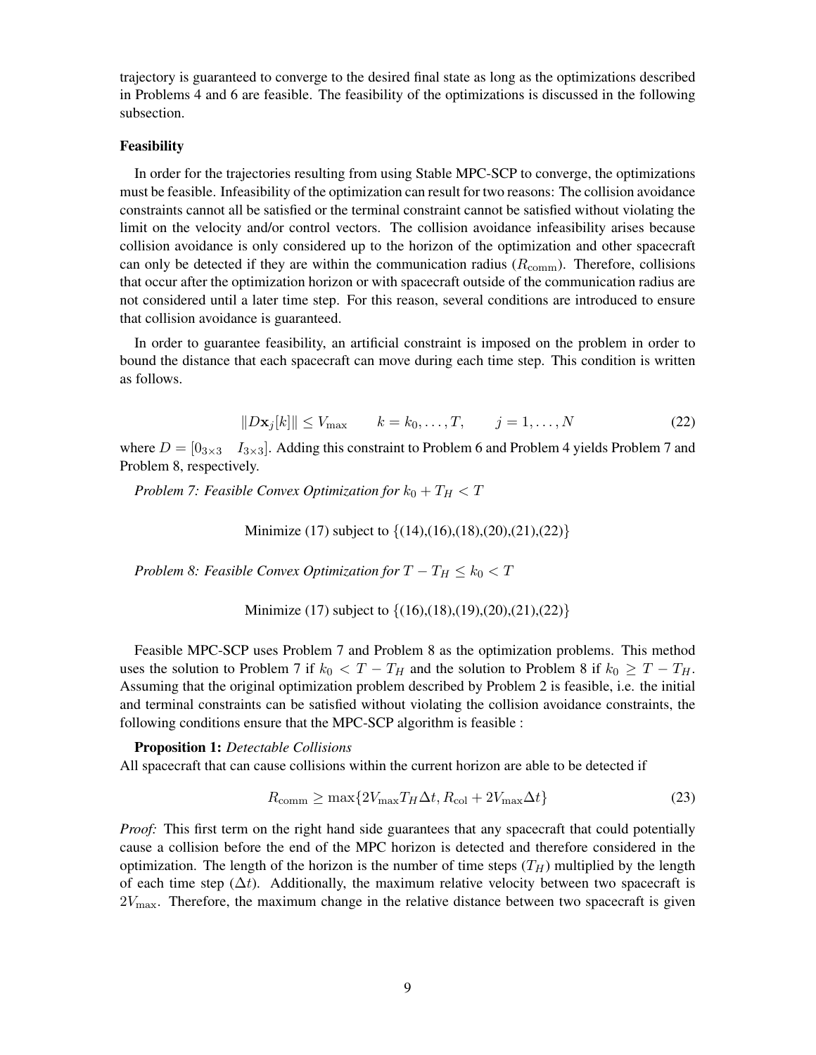trajectory is guaranteed to converge to the desired final state as long as the optimizations described in Problems 4 and 6 are feasible. The feasibility of the optimizations is discussed in the following subsection.

### Feasibility

In order for the trajectories resulting from using Stable MPC-SCP to converge, the optimizations must be feasible. Infeasibility of the optimization can result for two reasons: The collision avoidance constraints cannot all be satisfied or the terminal constraint cannot be satisfied without violating the limit on the velocity and/or control vectors. The collision avoidance infeasibility arises because collision avoidance is only considered up to the horizon of the optimization and other spacecraft can only be detected if they are within the communication radius ($R_{\text{comm}}$). Therefore, collisions that occur after the optimization horizon or with spacecraft outside of the communication radius are not considered until a later time step. For this reason, several conditions are introduced to ensure that collision avoidance is guaranteed.

In order to guarantee feasibility, an artificial constraint is imposed on the problem in order to bound the distance that each spacecraft can move during each time step. This condition is written as follows.

$$\|D\mathbf{x}_j[k]\| \leq V_{\max} \qquad k = k_0, \dots, T, \qquad j = 1, \dots, N \tag{22}$$

where $D = [0_{3\times3} \quad I_{3\times3}]$. Adding this constraint to Problem 6 and Problem 4 yields Problem 7 and Problem 8, respectively.

*Problem 7: Feasible Convex Optimization for $k_0 + T_H < T$*

Minimize (17) subject to {(14),(16),(18),(20),(21),(22)}

*Problem 8: Feasible Convex Optimization for $T - T_H \leq k_0 < T$*

Minimize (17) subject to {(16),(18),(19),(20),(21),(22)}

Feasible MPC-SCP uses Problem 7 and Problem 8 as the optimization problems. This method uses the solution to Problem 7 if $k_0 < T - T_H$ and the solution to Problem 8 if $k_0 \geq T - T_H$. Assuming that the original optimization problem described by Problem 2 is feasible, i.e. the initial and terminal constraints can be satisfied without violating the collision avoidance constraints, the following conditions ensure that the MPC-SCP algorithm is feasible :

**Proposition 1:** *Detectable Collisions*
All spacecraft that can cause collisions within the current horizon are able to be detected if

$$R_{\text{comm}} \geq \max\{2V_{\max}T_H\Delta t, R_{\text{col}} + 2V_{\max}\Delta t\} \tag{23}$$

*Proof:* This first term on the right hand side guarantees that any spacecraft that could potentially cause a collision before the end of the MPC horizon is detected and therefore considered in the optimization. The length of the horizon is the number of time steps ($T_H$) multiplied by the length of each time step ($\Delta t$). Additionally, the maximum relative velocity between two spacecraft is $2V_{\max}$. Therefore, the maximum change in the relative distance between two spacecraft is given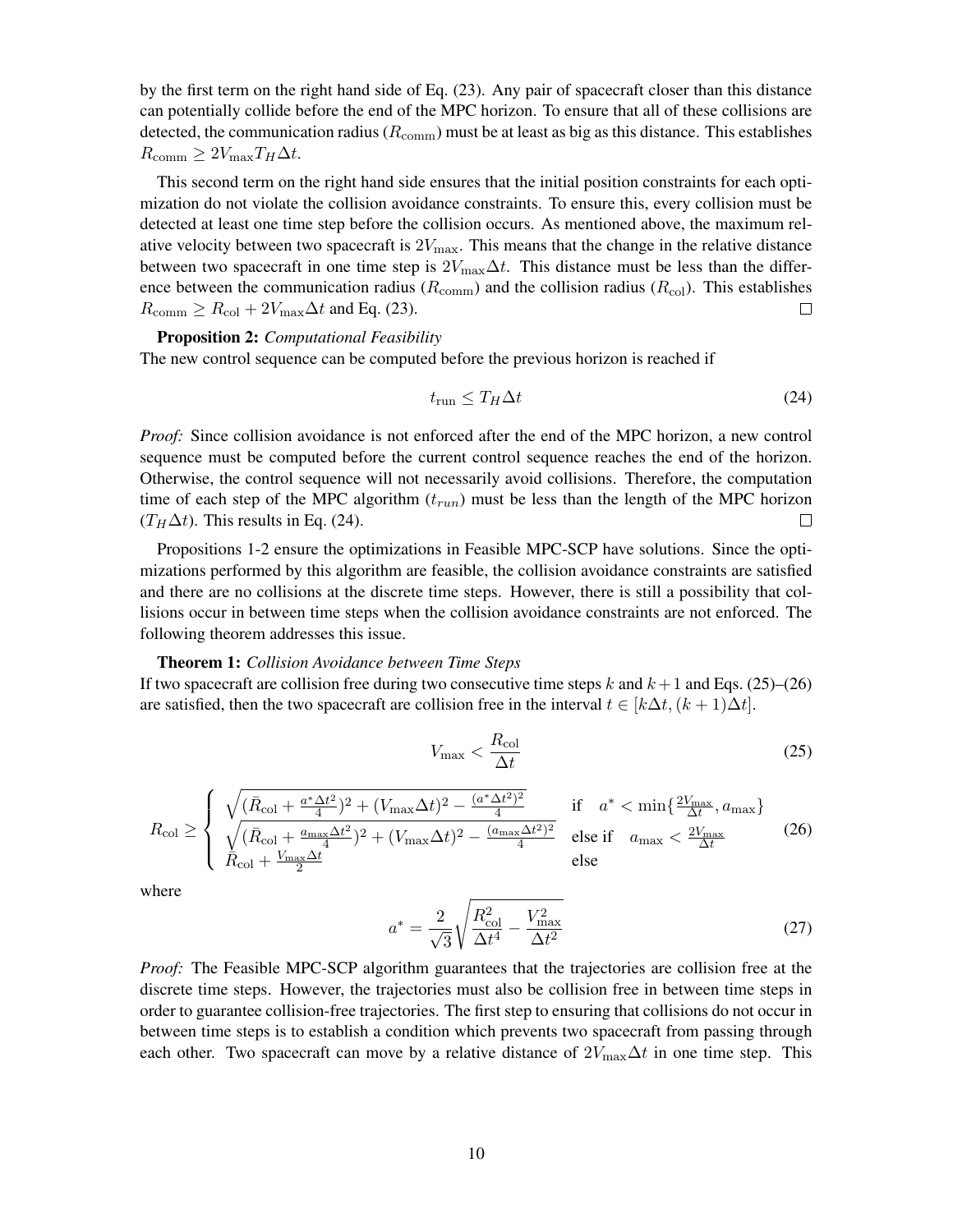by the first term on the right hand side of Eq. (23). Any pair of spacecraft closer than this distance can potentially collide before the end of the MPC horizon. To ensure that all of these collisions are detected, the communication radius ($R_{\text{comm}}$) must be at least as big as this distance. This establishes $R_{\text{comm}} \geq 2V_{\max}T_H\Delta t$.

This second term on the right hand side ensures that the initial position constraints for each optimization do not violate the collision avoidance constraints. To ensure this, every collision must be detected at least one time step before the collision occurs. As mentioned above, the maximum relative velocity between two spacecraft is $2V_{\max}$. This means that the change in the relative distance between two spacecraft in one time step is $2V_{\max}\Delta t$. This distance must be less than the difference between the communication radius ($R_{\text{comm}}$) and the collision radius ($R_{\text{col}}$). This establishes $R_{\text{comm}} \geq R_{\text{col}} + 2V_{\max}\Delta t$ and Eq. (23). □

**Proposition 2:** *Computational Feasibility*
The new control sequence can be computed before the previous horizon is reached if

$$t_{\text{run}} \leq T_H \Delta t \tag{24}$$

*Proof:* Since collision avoidance is not enforced after the end of the MPC horizon, a new control sequence must be computed before the current control sequence reaches the end of the horizon. Otherwise, the control sequence will not necessarily avoid collisions. Therefore, the computation time of each step of the MPC algorithm ($t_{run}$) must be less than the length of the MPC horizon ($T_H \Delta t$). This results in Eq. (24). □

Propositions 1-2 ensure the optimizations in Feasible MPC-SCP have solutions. Since the optimizations performed by this algorithm are feasible, the collision avoidance constraints are satisfied and there are no collisions at the discrete time steps. However, there is still a possibility that collisions occur in between time steps when the collision avoidance constraints are not enforced. The following theorem addresses this issue.

**Theorem 1:** *Collision Avoidance between Time Steps*
If two spacecraft are collision free during two consecutive time steps $k$ and $k+1$ and Eqs. (25)–(26) are satisfied, then the two spacecraft are collision free in the interval $t \in [k\Delta t, (k+1)\Delta t]$.

$$V_{\max} < \frac{R_{\text{col}}}{\Delta t} \tag{25}$$

$$R_{\text{col}} \geq \begin{cases} \sqrt{(\bar{R}_{\text{col}} + \frac{a^*\Delta t^2}{4})^2 + (V_{\max}\Delta t)^2 - \frac{(a^*\Delta t^2)^2}{4}} & \text{if} \quad a^* < \min\{\frac{2V_{\max}}{\Delta t}, a_{\max}\} \\ \sqrt{(\bar{R}_{\text{col}} + \frac{a_{\max}\Delta t^2}{4})^2 + (V_{\max}\Delta t)^2 - \frac{(a_{\max}\Delta t^2)^2}{4}} & \text{else if} \quad a_{\max} < \frac{2V_{\max}}{\Delta t} \\ \bar{R}_{\text{col}} + \frac{V_{\max}\Delta t}{2} & \text{else} \end{cases} \tag{26}$$

where

$$a^* = \frac{2}{\sqrt{3}}\sqrt{\frac{R_{\text{col}}^2}{\Delta t^4} - \frac{V_{\max}^2}{\Delta t^2}} \tag{27}$$

*Proof:* The Feasible MPC-SCP algorithm guarantees that the trajectories are collision free at the discrete time steps. However, the trajectories must also be collision free in between time steps in order to guarantee collision-free trajectories. The first step to ensuring that collisions do not occur in between time steps is to establish a condition which prevents two spacecraft from passing through each other. Two spacecraft can move by a relative distance of $2V_{\max}\Delta t$ in one time step. This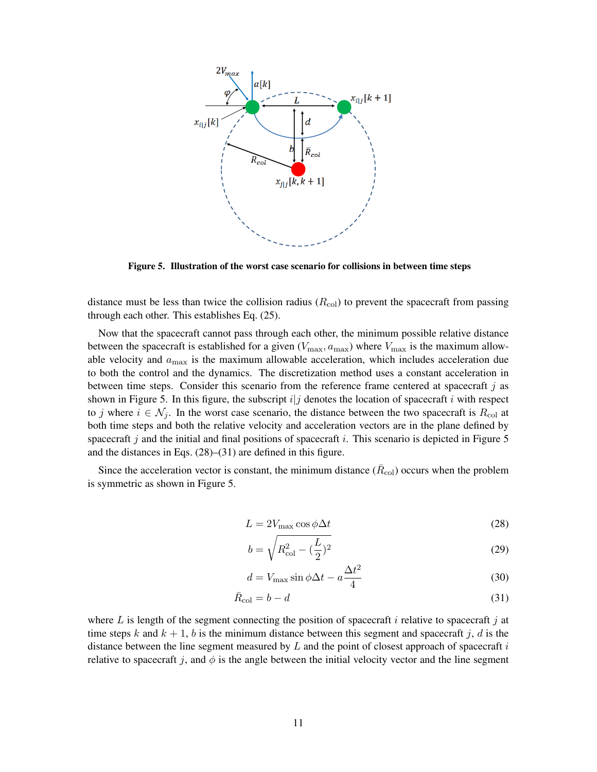Figure 5. Illustration of the worst case scenario for collisions in between time steps

distance must be less than twice the collision radius ($R_{\text{col}}$) to prevent the spacecraft from passing through each other. This establishes Eq. (25).

Now that the spacecraft cannot pass through each other, the minimum possible relative distance between the spacecraft is established for a given ($V_{\max}, a_{\max}$) where $V_{\max}$ is the maximum allowable velocity and $a_{\max}$ is the maximum allowable acceleration, which includes acceleration due to both the control and the dynamics. The discretization method uses a constant acceleration in between time steps. Consider this scenario from the reference frame centered at spacecraft $j$ as shown in Figure 5. In this figure, the subscript $i|j$ denotes the location of spacecraft $i$ with respect to $j$ where $i \in \mathcal{N}_j$. In the worst case scenario, the distance between the two spacecraft is $R_{\text{col}}$ at both time steps and both the relative velocity and acceleration vectors are in the plane defined by spacecraft $j$ and the initial and final positions of spacecraft $i$. This scenario is depicted in Figure 5 and the distances in Eqs. (28)–(31) are defined in this figure.

Since the acceleration vector is constant, the minimum distance ($\bar{R}_{\text{col}}$) occurs when the problem is symmetric as shown in Figure 5.

$$L = 2V_{\max} \cos\phi \Delta t \tag{28}$$

$$b = \sqrt{R_{\text{col}}^2 - (\frac{L}{2})^2} \tag{29}$$

$$d = V_{\max} \sin\phi \Delta t - a\frac{\Delta t^2}{4} \tag{30}$$

$$\bar{R}_{\text{col}} = b - d \tag{31}$$

where $L$ is length of the segment connecting the position of spacecraft $i$ relative to spacecraft $j$ at time steps $k$ and $k+1$, $b$ is the minimum distance between this segment and spacecraft $j$, $d$ is the distance between the line segment measured by $L$ and the point of closest approach of spacecraft $i$ relative to spacecraft $j$, and $\phi$ is the angle between the initial velocity vector and the line segment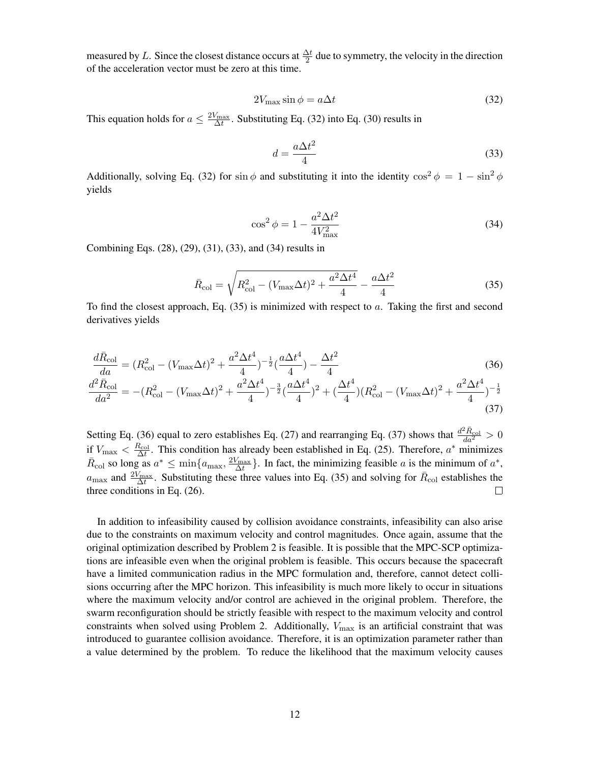measured by $L$. Since the closest distance occurs at $\frac{\Delta t}{2}$ due to symmetry, the velocity in the direction of the acceleration vector must be zero at this time.

$$2V_{\max} \sin\phi = a\Delta t \tag{32}$$

This equation holds for $a \leq \frac{2V_{\max}}{\Delta t}$. Substituting Eq. (32) into Eq. (30) results in

$$d = \frac{a\Delta t^2}{4} \tag{33}$$

Additionally, solving Eq. (32) for $\sin\phi$ and substituting it into the identity $\cos^2\phi = 1 - \sin^2\phi$ yields

$$\cos^2\phi = 1 - \frac{a^2\Delta t^2}{4V_{\max}^2} \tag{34}$$

Combining Eqs. (28), (29), (31), (33), and (34) results in

$$\bar{R}_{\text{col}} = \sqrt{R_{\text{col}}^2 - (V_{\max}\Delta t)^2 + \frac{a^2\Delta t^4}{4}} - \frac{a\Delta t^2}{4} \tag{35}$$

To find the closest approach, Eq. (35) is minimized with respect to $a$. Taking the first and second derivatives yields

$$\frac{d\bar{R}_{\text{col}}}{da} = (R_{\text{col}}^2 - (V_{\max}\Delta t)^2 + \frac{a^2\Delta t^4}{4})^{-\frac{1}{2}}(\frac{a\Delta t^4}{4}) - \frac{\Delta t^2}{4} \tag{36}$$

$$\frac{d^2\bar{R}_{\text{col}}}{da^2} = -(R_{\text{col}}^2 - (V_{\max}\Delta t)^2 + \frac{a^2\Delta t^4}{4})^{-\frac{3}{2}}(\frac{a\Delta t^4}{4})^2 + (\frac{\Delta t^4}{4})(R_{\text{col}}^2 - (V_{\max}\Delta t)^2 + \frac{a^2\Delta t^4}{4})^{-\frac{1}{2}} \tag{37}$$

Setting Eq. (36) equal to zero establishes Eq. (27) and rearranging Eq. (37) shows that $\frac{d^2\bar{R}_{\text{col}}}{da^2} > 0$ if $V_{\max} < \frac{R_{\text{col}}}{\Delta t}$. This condition has already been established in Eq. (25). Therefore, $a^*$ minimizes $\bar{R}_{\text{col}}$ so long as $a^* \leq \min\{a_{\max}, \frac{2V_{\max}}{\Delta t}\}$. In fact, the minimizing feasible $a$ is the minimum of $a^*$, $a_{\max}$ and $\frac{2V_{\max}}{\Delta t}$. Substituting these three values into Eq. (35) and solving for $\bar{R}_{\text{col}}$ establishes the three conditions in Eq. (26). □

In addition to infeasibility caused by collision avoidance constraints, infeasibility can also arise due to the constraints on maximum velocity and control magnitudes. Once again, assume that the original optimization described by Problem 2 is feasible. It is possible that the MPC-SCP optimizations are infeasible even when the original problem is feasible. This occurs because the spacecraft have a limited communication radius in the MPC formulation and, therefore, cannot detect collisions occurring after the MPC horizon. This infeasibility is much more likely to occur in situations where the maximum velocity and/or control are achieved in the original problem. Therefore, the swarm reconfiguration should be strictly feasible with respect to the maximum velocity and control constraints when solved using Problem 2. Additionally, $V_{\max}$ is an artificial constraint that was introduced to guarantee collision avoidance. Therefore, it is an optimization parameter rather than a value determined by the problem. To reduce the likelihood that the maximum velocity causes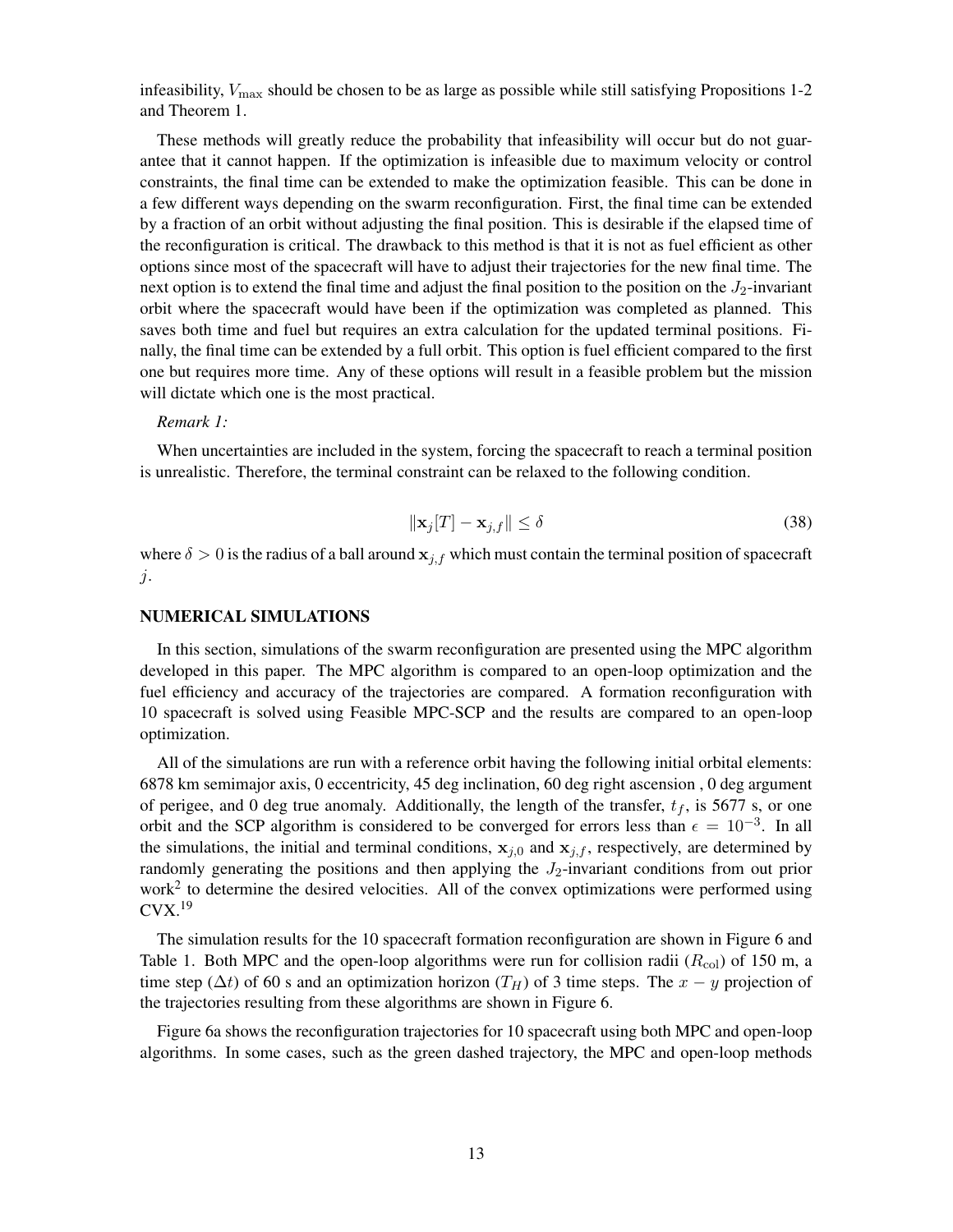infeasibility, $V_{\max}$ should be chosen to be as large as possible while still satisfying Propositions 1-2 and Theorem 1.

These methods will greatly reduce the probability that infeasibility will occur but do not guarantee that it cannot happen. If the optimization is infeasible due to maximum velocity or control constraints, the final time can be extended to make the optimization feasible. This can be done in a few different ways depending on the swarm reconfiguration. First, the final time can be extended by a fraction of an orbit without adjusting the final position. This is desirable if the elapsed time of the reconfiguration is critical. The drawback to this method is that it is not as fuel efficient as other options since most of the spacecraft will have to adjust their trajectories for the new final time. The next option is to extend the final time and adjust the final position to the position on the $J_2$-invariant orbit where the spacecraft would have been if the optimization was completed as planned. This saves both time and fuel but requires an extra calculation for the updated terminal positions. Finally, the final time can be extended by a full orbit. This option is fuel efficient compared to the first one but requires more time. Any of these options will result in a feasible problem but the mission will dictate which one is the most practical.

*Remark 1:*

When uncertainties are included in the system, forcing the spacecraft to reach a terminal position is unrealistic. Therefore, the terminal constraint can be relaxed to the following condition.

$$\|\mathbf{x}_j[T] - \mathbf{x}_{j,f}\| \leq \delta \tag{38}$$

where $\delta > 0$ is the radius of a ball around $\mathbf{x}_{j,f}$ which must contain the terminal position of spacecraft $j$.

## NUMERICAL SIMULATIONS

In this section, simulations of the swarm reconfiguration are presented using the MPC algorithm developed in this paper. The MPC algorithm is compared to an open-loop optimization and the fuel efficiency and accuracy of the trajectories are compared. A formation reconfiguration with 10 spacecraft is solved using Feasible MPC-SCP and the results are compared to an open-loop optimization.

All of the simulations are run with a reference orbit having the following initial orbital elements: 6878 km semimajor axis, 0 eccentricity, 45 deg inclination, 60 deg right ascension , 0 deg argument of perigee, and 0 deg true anomaly. Additionally, the length of the transfer, $t_f$, is 5677 s, or one orbit and the SCP algorithm is considered to be converged for errors less than $\epsilon = 10^{-3}$. In all the simulations, the initial and terminal conditions, $\mathbf{x}_{j,0}$ and $\mathbf{x}_{j,f}$, respectively, are determined by randomly generating the positions and then applying the $J_2$-invariant conditions from out prior work[2] to determine the desired velocities. All of the convex optimizations were performed using CVX.[19]

The simulation results for the 10 spacecraft formation reconfiguration are shown in Figure 6 and Table 1. Both MPC and the open-loop algorithms were run for collision radii ($R_{\text{col}}$) of 150 m, a time step ($\Delta t$) of 60 s and an optimization horizon ($T_H$) of 3 time steps. The $x - y$ projection of the trajectories resulting from these algorithms are shown in Figure 6.

Figure 6a shows the reconfiguration trajectories for 10 spacecraft using both MPC and open-loop algorithms. In some cases, such as the green dashed trajectory, the MPC and open-loop methods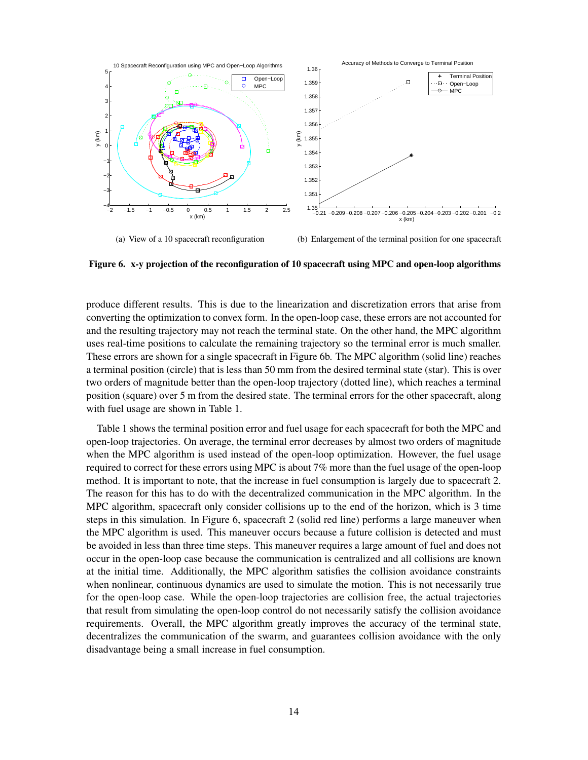(a) View of a 10 spacecraft reconfiguration

(b) Enlargement of the terminal position for one spacecraft

**Figure 6. x-y projection of the reconfiguration of 10 spacecraft using MPC and open-loop algorithms**

produce different results. This is due to the linearization and discretization errors that arise from converting the optimization to convex form. In the open-loop case, these errors are not accounted for and the resulting trajectory may not reach the terminal state. On the other hand, the MPC algorithm uses real-time positions to calculate the remaining trajectory so the terminal error is much smaller. These errors are shown for a single spacecraft in Figure 6b. The MPC algorithm (solid line) reaches a terminal position (circle) that is less than 50 mm from the desired terminal state (star). This is over two orders of magnitude better than the open-loop trajectory (dotted line), which reaches a terminal position (square) over 5 m from the desired state. The terminal errors for the other spacecraft, along with fuel usage are shown in Table 1.

Table 1 shows the terminal position error and fuel usage for each spacecraft for both the MPC and open-loop trajectories. On average, the terminal error decreases by almost two orders of magnitude when the MPC algorithm is used instead of the open-loop optimization. However, the fuel usage required to correct for these errors using MPC is about 7% more than the fuel usage of the open-loop method. It is important to note, that the increase in fuel consumption is largely due to spacecraft 2. The reason for this has to do with the decentralized communication in the MPC algorithm. In the MPC algorithm, spacecraft only consider collisions up to the end of the horizon, which is 3 time steps in this simulation. In Figure 6, spacecraft 2 (solid red line) performs a large maneuver when the MPC algorithm is used. This maneuver occurs because a future collision is detected and must be avoided in less than three time steps. This maneuver requires a large amount of fuel and does not occur in the open-loop case because the communication is centralized and all collisions are known at the initial time. Additionally, the MPC algorithm satisfies the collision avoidance constraints when nonlinear, continuous dynamics are used to simulate the motion. This is not necessarily true for the open-loop case. While the open-loop trajectories are collision free, the actual trajectories that result from simulating the open-loop control do not necessarily satisfy the collision avoidance requirements. Overall, the MPC algorithm greatly improves the accuracy of the terminal state, decentralizes the communication of the swarm, and guarantees collision avoidance with the only disadvantage being a small increase in fuel consumption.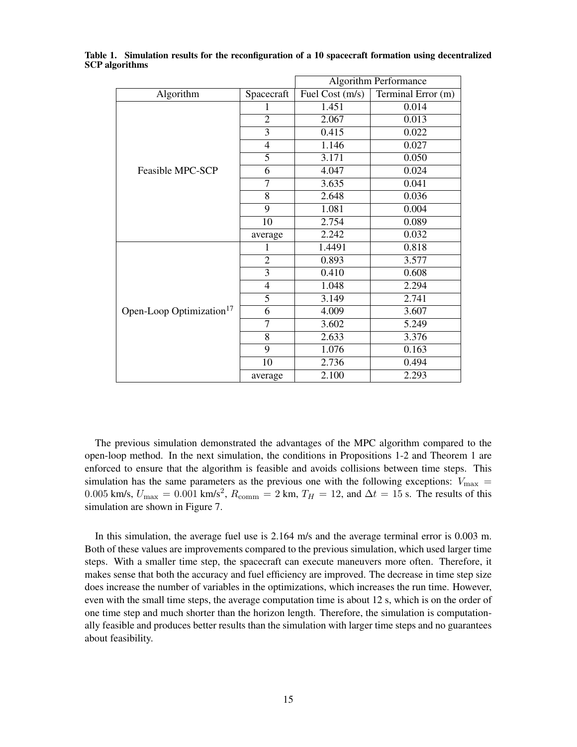**Table 1. Simulation results for the reconfiguration of a 10 spacecraft formation using decentralized SCP algorithms**

| | | Algorithm Performance | |
|---|---|---|---|
| Algorithm | Spacecraft | Fuel Cost (m/s) | Terminal Error (m) |
| Feasible MPC-SCP | 1 | 1.451 | 0.014 |
| | 2 | 2.067 | 0.013 |
| | 3 | 0.415 | 0.022 |
| | 4 | 1.146 | 0.027 |
| | 5 | 3.171 | 0.050 |
| | 6 | 4.047 | 0.024 |
| | 7 | 3.635 | 0.041 |
| | 8 | 2.648 | 0.036 |
| | 9 | 1.081 | 0.004 |
| | 10 | 2.754 | 0.089 |
| | average | 2.242 | 0.032 |
| Open-Loop Optimization[17] | 1 | 1.4491 | 0.818 |
| | 2 | 0.893 | 3.577 |
| | 3 | 0.410 | 0.608 |
| | 4 | 1.048 | 2.294 |
| | 5 | 3.149 | 2.741 |
| | 6 | 4.009 | 3.607 |
| | 7 | 3.602 | 5.249 |
| | 8 | 2.633 | 3.376 |
| | 9 | 1.076 | 0.163 |
| | 10 | 2.736 | 0.494 |
| | average | 2.100 | 2.293 |

The previous simulation demonstrated the advantages of the MPC algorithm compared to the open-loop method. In the next simulation, the conditions in Propositions 1-2 and Theorem 1 are enforced to ensure that the algorithm is feasible and avoids collisions between time steps. This simulation has the same parameters as the previous one with the following exceptions: $V_{\max} = 0.005$ km/s, $U_{\max} = 0.001$ km/s$^2$, $R_{\text{comm}} = 2$ km, $T_H = 12$, and $\Delta t = 15$ s. The results of this simulation are shown in Figure 7.

In this simulation, the average fuel use is 2.164 m/s and the average terminal error is 0.003 m. Both of these values are improvements compared to the previous simulation, which used larger time steps. With a smaller time step, the spacecraft can execute maneuvers more often. Therefore, it makes sense that both the accuracy and fuel efficiency are improved. The decrease in time step size does increase the number of variables in the optimizations, which increases the run time. However, even with the small time steps, the average computation time is about 12 s, which is on the order of one time step and much shorter than the horizon length. Therefore, the simulation is computationally feasible and produces better results than the simulation with larger time steps and no guarantees about feasibility.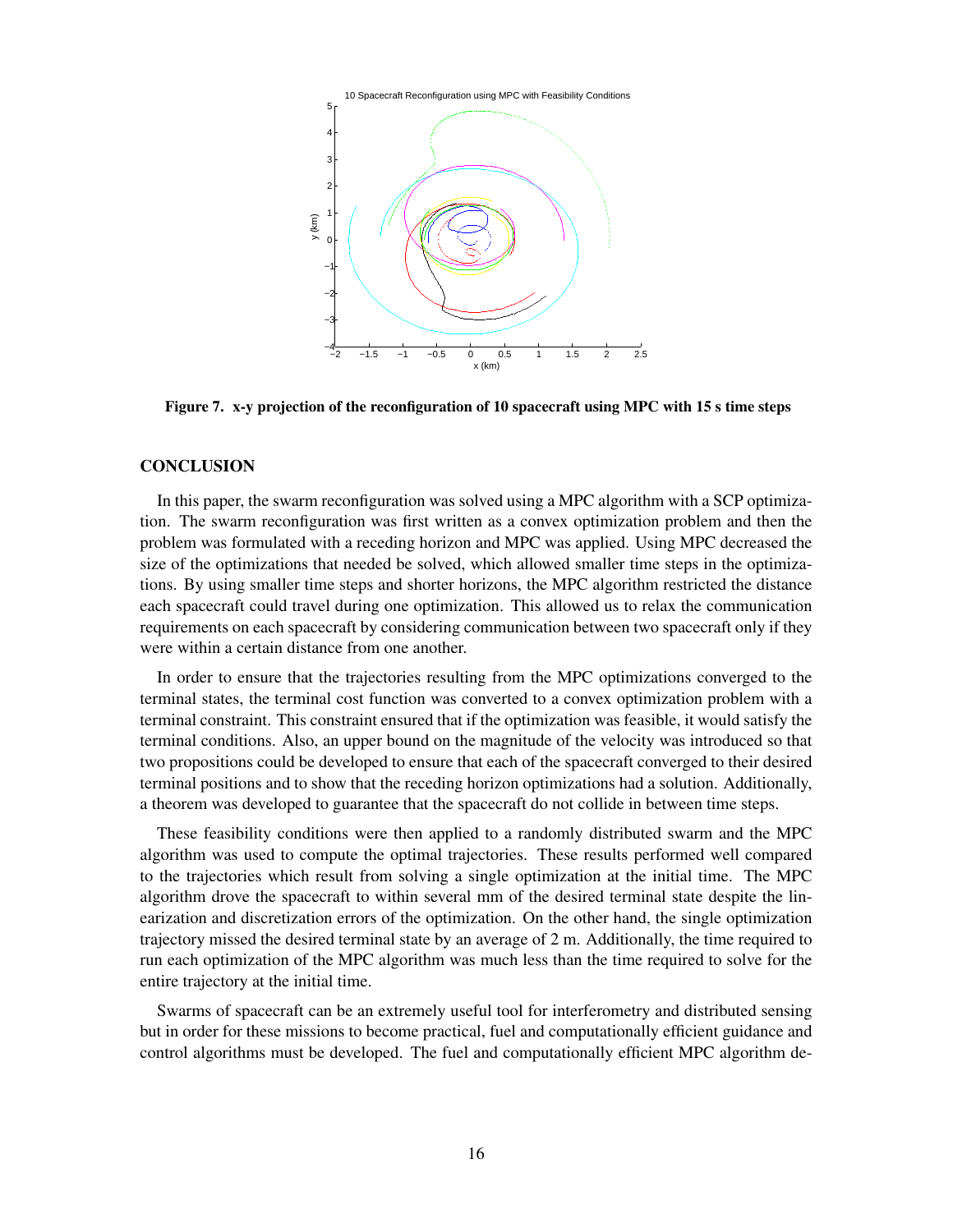Figure 7. x-y projection of the reconfiguration of 10 spacecraft using MPC with 15 s time steps

## CONCLUSION

In this paper, the swarm reconfiguration was solved using a MPC algorithm with a SCP optimization. The swarm reconfiguration was first written as a convex optimization problem and then the problem was formulated with a receding horizon and MPC was applied. Using MPC decreased the size of the optimizations that needed be solved, which allowed smaller time steps in the optimizations. By using smaller time steps and shorter horizons, the MPC algorithm restricted the distance each spacecraft could travel during one optimization. This allowed us to relax the communication requirements on each spacecraft by considering communication between two spacecraft only if they were within a certain distance from one another.

In order to ensure that the trajectories resulting from the MPC optimizations converged to the terminal states, the terminal cost function was converted to a convex optimization problem with a terminal constraint. This constraint ensured that if the optimization was feasible, it would satisfy the terminal conditions. Also, an upper bound on the magnitude of the velocity was introduced so that two propositions could be developed to ensure that each of the spacecraft converged to their desired terminal positions and to show that the receding horizon optimizations had a solution. Additionally, a theorem was developed to guarantee that the spacecraft do not collide in between time steps.

These feasibility conditions were then applied to a randomly distributed swarm and the MPC algorithm was used to compute the optimal trajectories. These results performed well compared to the trajectories which result from solving a single optimization at the initial time. The MPC algorithm drove the spacecraft to within several mm of the desired terminal state despite the linearization and discretization errors of the optimization. On the other hand, the single optimization trajectory missed the desired terminal state by an average of 2 m. Additionally, the time required to run each optimization of the MPC algorithm was much less than the time required to solve for the entire trajectory at the initial time.

Swarms of spacecraft can be an extremely useful tool for interferometry and distributed sensing but in order for these missions to become practical, fuel and computationally efficient guidance and control algorithms must be developed. The fuel and computationally efficient MPC algorithm de-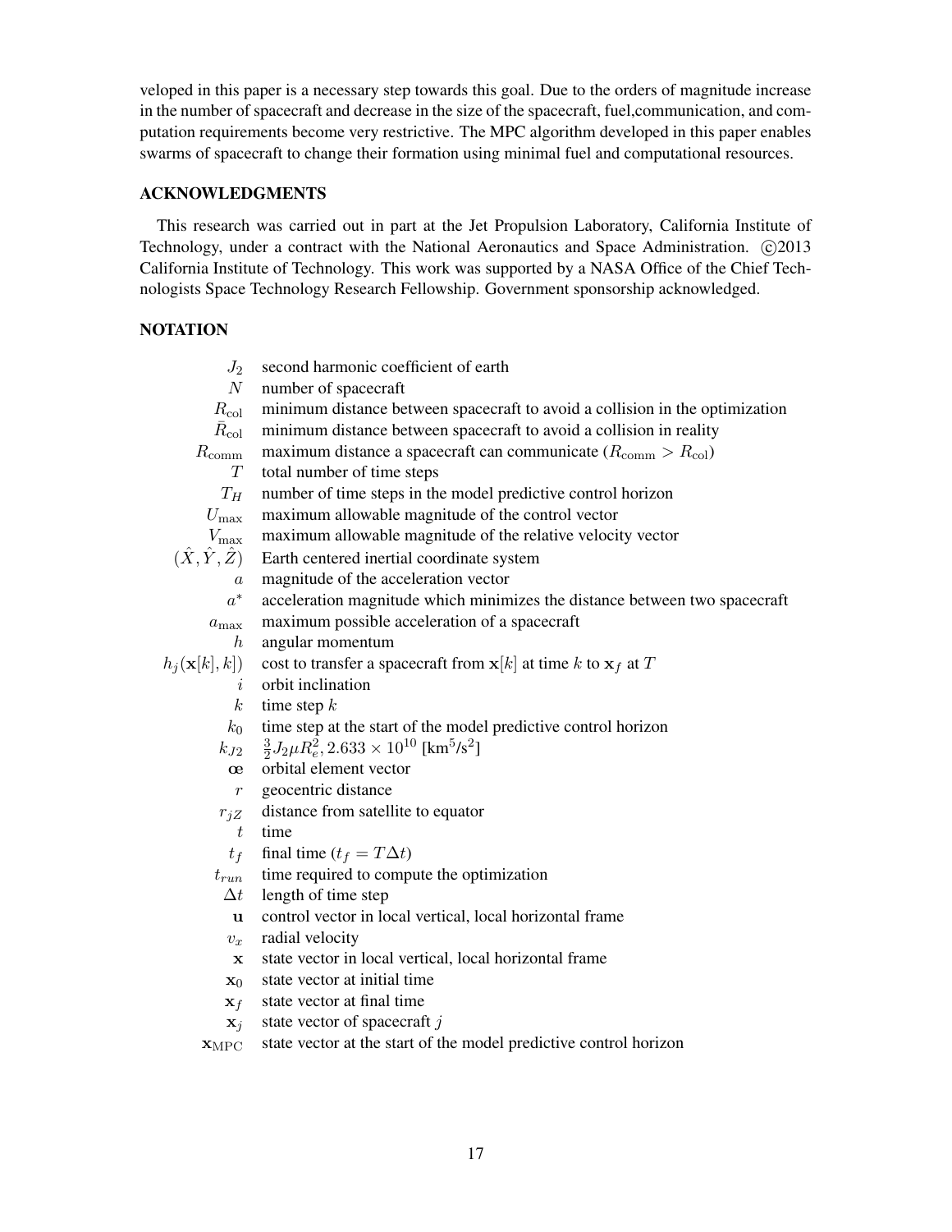veloped in this paper is a necessary step towards this goal. Due to the orders of magnitude increase in the number of spacecraft and decrease in the size of the spacecraft, fuel,communication, and computation requirements become very restrictive. The MPC algorithm developed in this paper enables swarms of spacecraft to change their formation using minimal fuel and computational resources.

## ACKNOWLEDGMENTS

This research was carried out in part at the Jet Propulsion Laboratory, California Institute of Technology, under a contract with the National Aeronautics and Space Administration. ©2013 California Institute of Technology. This work was supported by a NASA Office of the Chief Technologists Space Technology Research Fellowship. Government sponsorship acknowledged.

## NOTATION

| | |
|---|---|
| $J_2$ | second harmonic coefficient of earth |
| $N$ | number of spacecraft |
| $R_{\text{col}}$ | minimum distance between spacecraft to avoid a collision in the optimization |
| $\bar{R}_{\text{col}}$ | minimum distance between spacecraft to avoid a collision in reality |
| $R_{\text{comm}}$ | maximum distance a spacecraft can communicate ($R_{\text{comm}} > R_{\text{col}}$) |
| $T$ | total number of time steps |
| $T_H$ | number of time steps in the model predictive control horizon |
| $U_{\max}$ | maximum allowable magnitude of the control vector |
| $V_{\max}$ | maximum allowable magnitude of the relative velocity vector |
| $(\hat{X}, \hat{Y}, \hat{Z})$ | Earth centered inertial coordinate system |
| $a$ | magnitude of the acceleration vector |
| $a^*$ | acceleration magnitude which minimizes the distance between two spacecraft |
| $a_{\max}$ | maximum possible acceleration of a spacecraft |
| $h$ | angular momentum |
| $h_j(\mathbf{x}[k], k])$ | cost to transfer a spacecraft from $\mathbf{x}[k]$ at time $k$ to $\mathbf{x}_f$ at $T$ |
| $i$ | orbit inclination |
| $k$ | time step $k$ |
| $k_0$ | time step at the start of the model predictive control horizon |
| $k_{J2}$ | $\frac{3}{2}J_2\mu R_e^2, 2.633 \times 10^{10}$ [km$^5$/s$^2$] |
| $\mathbf{œ}$ | orbital element vector |
| $r$ | geocentric distance |
| $r_{jZ}$ | distance from satellite to equator |
| $t$ | time |
| $t_f$ | final time ($t_f = T\Delta t$) |
| $t_{run}$ | time required to compute the optimization |
| $\Delta t$ | length of time step |
| $\mathbf{u}$ | control vector in local vertical, local horizontal frame |
| $v_x$ | radial velocity |
| $\mathbf{x}$ | state vector in local vertical, local horizontal frame |
| $\mathbf{x}_0$ | state vector at initial time |
| $\mathbf{x}_f$ | state vector at final time |
| $\mathbf{x}_j$ | state vector of spacecraft $j$ |
| $\mathbf{x}_{\text{MPC}}$ | state vector at the start of the model predictive control horizon |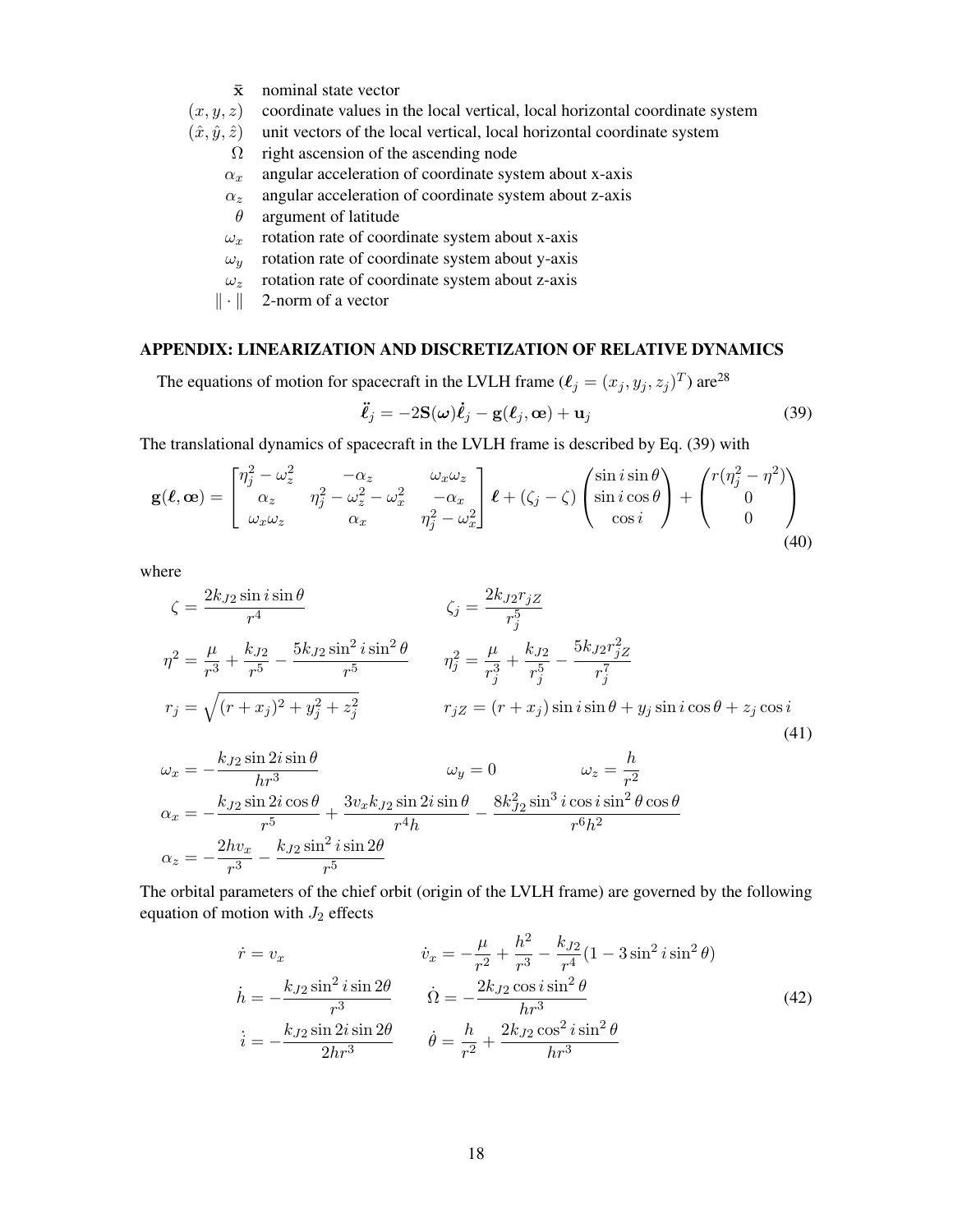| | |
|---|---|
| $\bar{\mathbf{x}}$ | nominal state vector |
| $(x, y, z)$ | coordinate values in the local vertical, local horizontal coordinate system |
| $(\hat{x}, \hat{y}, \hat{z})$ | unit vectors of the local vertical, local horizontal coordinate system |
| $\Omega$ | right ascension of the ascending node |
| $\alpha_x$ | angular acceleration of coordinate system about x-axis |
| $\alpha_z$ | angular acceleration of coordinate system about z-axis |
| $\theta$ | argument of latitude |
| $\omega_x$ | rotation rate of coordinate system about x-axis |
| $\omega_y$ | rotation rate of coordinate system about y-axis |
| $\omega_z$ | rotation rate of coordinate system about z-axis |
| $\|\cdot\|$ | 2-norm of a vector |

## APPENDIX: LINEARIZATION AND DISCRETIZATION OF RELATIVE DYNAMICS

The equations of motion for spacecraft in the LVLH frame ($\boldsymbol{\ell}_j = (x_j, y_j, z_j)^T$) are[28]

$$\ddot{\boldsymbol{\ell}}_j = -2\mathbf{S}(\boldsymbol{\omega})\dot{\boldsymbol{\ell}}_j - \mathbf{g}(\boldsymbol{\ell}_j, \mathbf{œ}) + \mathbf{u}_j \tag{39}$$

The translational dynamics of spacecraft in the LVLH frame is described by Eq. (39) with

$$\mathbf{g}(\boldsymbol{\ell}, \mathbf{œ}) = \begin{bmatrix} \eta_j^2 - \omega_z^2 & -\alpha_z & \omega_x\omega_z \\ \alpha_z & \eta_j^2 - \omega_z^2 - \omega_x^2 & -\alpha_x \\ \omega_x\omega_z & \alpha_x & \eta_j^2 - \omega_x^2 \end{bmatrix} \boldsymbol{\ell} + (\zeta_j - \zeta) \begin{pmatrix} \sin i \sin\theta \\ \sin i \cos\theta \\ \cos i \end{pmatrix} + \begin{pmatrix} r(\eta_j^2 - \eta^2) \\ 0 \\ 0 \end{pmatrix} \tag{40}$$

where

$$\begin{aligned}
\zeta &= \frac{2k_{J2}\sin i \sin\theta}{r^4} & \zeta_j &= \frac{2k_{J2} r_{jZ}}{r_j^5} \\
\eta^2 &= \frac{\mu}{r^3} + \frac{k_{J2}}{r^5} - \frac{5k_{J2}\sin^2 i \sin^2\theta}{r^5} & \eta_j^2 &= \frac{\mu}{r_j^3} + \frac{k_{J2}}{r_j^5} - \frac{5k_{J2} r_{jZ}^2}{r_j^7} \\
r_j &= \sqrt{(r + x_j)^2 + y_j^2 + z_j^2} & r_{jZ} &= (r + x_j)\sin i \sin\theta + y_j \sin i \cos\theta + z_j \cos i
\end{aligned} \tag{41}$$

$$\begin{aligned}
\omega_x &= -\frac{k_{J2}\sin 2i \sin\theta}{hr^3} \qquad \omega_y = 0 \qquad \omega_z = \frac{h}{r^2} \\
\alpha_x &= -\frac{k_{J2}\sin 2i \cos\theta}{r^5} + \frac{3v_x k_{J2}\sin 2i \sin\theta}{r^4 h} - \frac{8k_{J2}^2 \sin^3 i \cos i \sin^2\theta \cos\theta}{r^6 h^2} \\
\alpha_z &= -\frac{2hv_x}{r^3} - \frac{k_{J2}\sin^2 i \sin 2\theta}{r^5}
\end{aligned}$$

The orbital parameters of the chief orbit (origin of the LVLH frame) are governed by the following equation of motion with $J_2$ effects

$$\begin{aligned}
\dot{r} &= v_x & \dot{v}_x &= -\frac{\mu}{r^2} + \frac{h^2}{r^3} - \frac{k_{J2}}{r^4}(1 - 3\sin^2 i \sin^2\theta) \\
\dot{h} &= -\frac{k_{J2}\sin^2 i \sin 2\theta}{r^3} & \dot{\Omega} &= -\frac{2k_{J2}\cos i \sin^2\theta}{hr^3} \\
\dot{i} &= -\frac{k_{J2}\sin 2i \sin 2\theta}{2hr^3} & \dot{\theta} &= \frac{h}{r^2} + \frac{2k_{J2}\cos^2 i \sin^2\theta}{hr^3}
\end{aligned} \tag{42}$$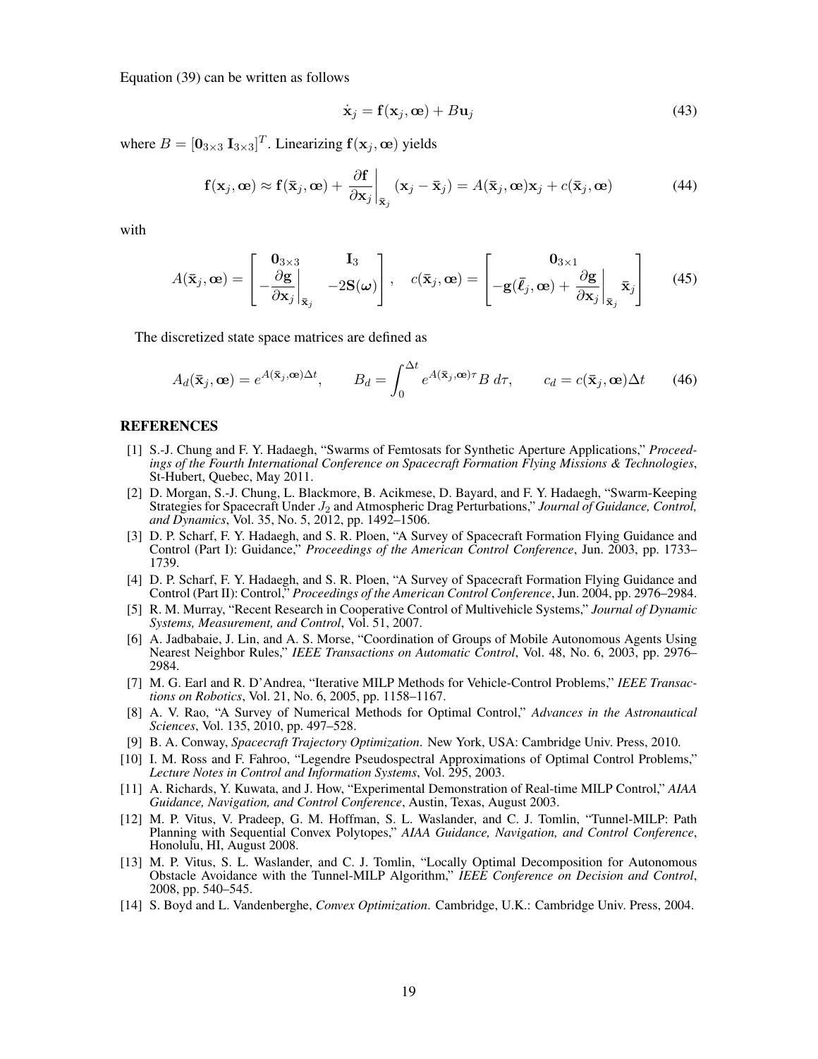Equation (39) can be written as follows

$$\dot{\mathbf{x}}_j = \mathbf{f}(\mathbf{x}_j, \text{œ}) + B\mathbf{u}_j \tag{43}$$

where $B = [\mathbf{0}_{3\times3}\ \mathbf{I}_{3\times3}]^T$. Linearizing $\mathbf{f}(\mathbf{x}_j, \text{œ})$ yields

$$\mathbf{f}(\mathbf{x}_j, \text{œ}) \approx \mathbf{f}(\bar{\mathbf{x}}_j, \text{œ}) + \left.\frac{\partial \mathbf{f}}{\partial \mathbf{x}_j}\right|_{\bar{\mathbf{x}}_j} (\mathbf{x}_j - \bar{\mathbf{x}}_j) = A(\bar{\mathbf{x}}_j, \text{œ})\mathbf{x}_j + c(\bar{\mathbf{x}}_j, \text{œ}) \tag{44}$$

with

$$A(\bar{\mathbf{x}}_j, \text{œ}) = \begin{bmatrix} \mathbf{0}_{3\times3} & \mathbf{I}_3 \\ -\left.\dfrac{\partial \mathbf{g}}{\partial \mathbf{x}_j}\right|_{\bar{\mathbf{x}}_j} & -2\mathbf{S}(\boldsymbol{\omega}) \end{bmatrix}, \quad c(\bar{\mathbf{x}}_j, \text{œ}) = \begin{bmatrix} \mathbf{0}_{3\times1} \\ -\mathbf{g}(\bar{\boldsymbol{\ell}}_j, \text{œ}) + \left.\dfrac{\partial \mathbf{g}}{\partial \mathbf{x}_j}\right|_{\bar{\mathbf{x}}_j} \bar{\mathbf{x}}_j \end{bmatrix} \tag{45}$$

The discretized state space matrices are defined as

$$A_d(\bar{\mathbf{x}}_j, \text{œ}) = e^{A(\bar{\mathbf{x}}_j, \text{œ})\Delta t}, \qquad B_d = \int_0^{\Delta t} e^{A(\bar{\mathbf{x}}_j, \text{œ})\tau} B \, d\tau, \qquad c_d = c(\bar{\mathbf{x}}_j, \text{œ})\Delta t \tag{46}$$

## REFERENCES

[1] S.-J. Chung and F. Y. Hadaegh, "Swarms of Femtosats for Synthetic Aperture Applications," *Proceedings of the Fourth International Conference on Spacecraft Formation Flying Missions & Technologies*, St-Hubert, Quebec, May 2011.

[2] D. Morgan, S.-J. Chung, L. Blackmore, B. Acikmese, D. Bayard, and F. Y. Hadaegh, "Swarm-Keeping Strategies for Spacecraft Under $J_2$ and Atmospheric Drag Perturbations," *Journal of Guidance, Control, and Dynamics*, Vol. 35, No. 5, 2012, pp. 1492–1506.

[3] D. P. Scharf, F. Y. Hadaegh, and S. R. Ploen, "A Survey of Spacecraft Formation Flying Guidance and Control (Part I): Guidance," *Proceedings of the American Control Conference*, Jun. 2003, pp. 1733–1739.

[4] D. P. Scharf, F. Y. Hadaegh, and S. R. Ploen, "A Survey of Spacecraft Formation Flying Guidance and Control (Part II): Control," *Proceedings of the American Control Conference*, Jun. 2004, pp. 2976–2984.

[5] R. M. Murray, "Recent Research in Cooperative Control of Multivehicle Systems," *Journal of Dynamic Systems, Measurement, and Control*, Vol. 51, 2007.

[6] A. Jadbabaie, J. Lin, and A. S. Morse, "Coordination of Groups of Mobile Autonomous Agents Using Nearest Neighbor Rules," *IEEE Transactions on Automatic Control*, Vol. 48, No. 6, 2003, pp. 2976–2984.

[7] M. G. Earl and R. D'Andrea, "Iterative MILP Methods for Vehicle-Control Problems," *IEEE Transactions on Robotics*, Vol. 21, No. 6, 2005, pp. 1158–1167.

[8] A. V. Rao, "A Survey of Numerical Methods for Optimal Control," *Advances in the Astronautical Sciences*, Vol. 135, 2010, pp. 497–528.

[9] B. A. Conway, *Spacecraft Trajectory Optimization*. New York, USA: Cambridge Univ. Press, 2010.

[10] I. M. Ross and F. Fahroo, "Legendre Pseudospectral Approximations of Optimal Control Problems," *Lecture Notes in Control and Information Systems*, Vol. 295, 2003.

[11] A. Richards, Y. Kuwata, and J. How, "Experimental Demonstration of Real-time MILP Control," *AIAA Guidance, Navigation, and Control Conference*, Austin, Texas, August 2003.

[12] M. P. Vitus, V. Pradeep, G. M. Hoffman, S. L. Waslander, and C. J. Tomlin, "Tunnel-MILP: Path Planning with Sequential Convex Polytopes," *AIAA Guidance, Navigation, and Control Conference*, Honolulu, HI, August 2008.

[13] M. P. Vitus, S. L. Waslander, and C. J. Tomlin, "Locally Optimal Decomposition for Autonomous Obstacle Avoidance with the Tunnel-MILP Algorithm," *IEEE Conference on Decision and Control*, 2008, pp. 540–545.

[14] S. Boyd and L. Vandenberghe, *Convex Optimization*. Cambridge, U.K.: Cambridge Univ. Press, 2004.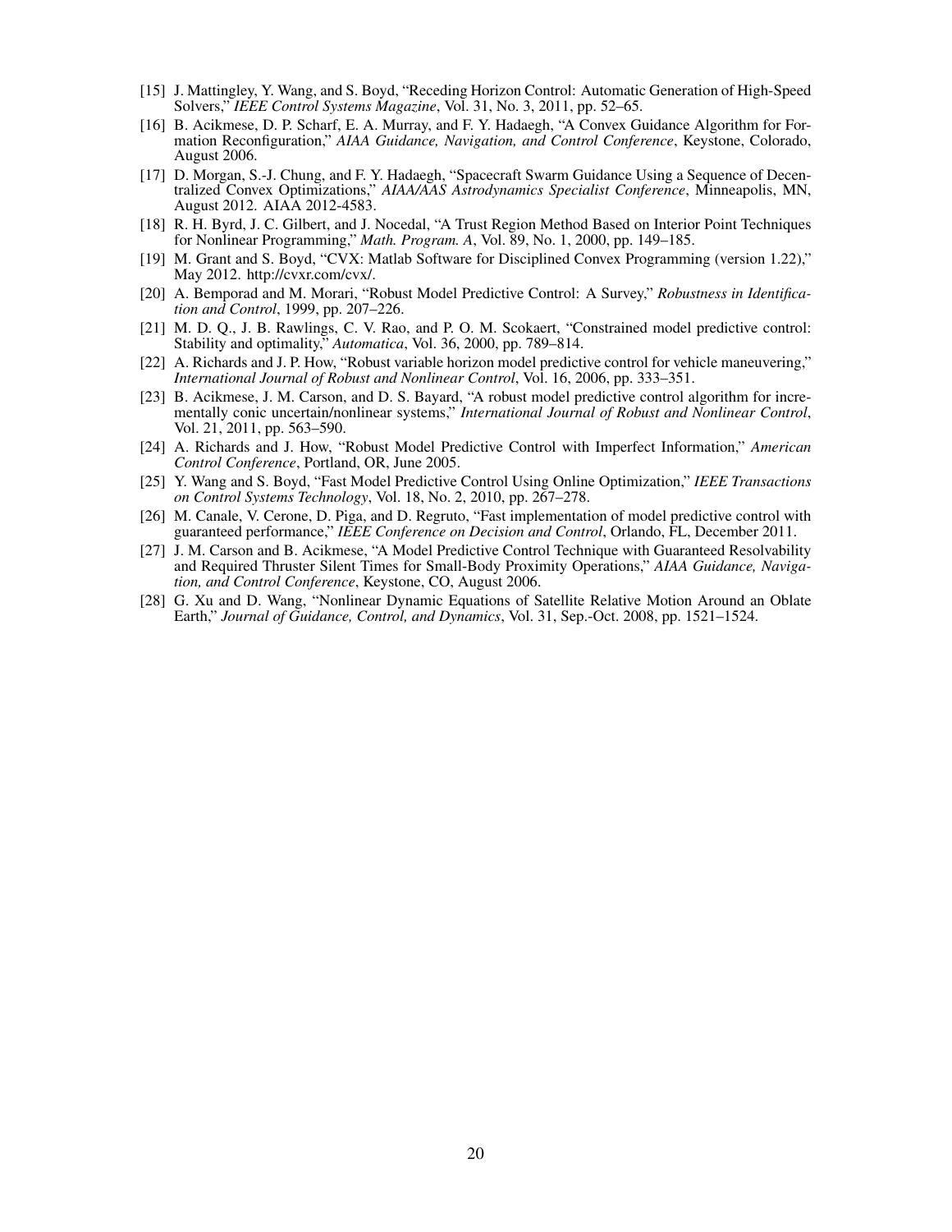[15] J. Mattingley, Y. Wang, and S. Boyd, "Receding Horizon Control: Automatic Generation of High-Speed Solvers," *IEEE Control Systems Magazine*, Vol. 31, No. 3, 2011, pp. 52–65.

[16] B. Acikmese, D. P. Scharf, E. A. Murray, and F. Y. Hadaegh, "A Convex Guidance Algorithm for Formation Reconfiguration," *AIAA Guidance, Navigation, and Control Conference*, Keystone, Colorado, August 2006.

[17] D. Morgan, S.-J. Chung, and F. Y. Hadaegh, "Spacecraft Swarm Guidance Using a Sequence of Decentralized Convex Optimizations," *AIAA/AAS Astrodynamics Specialist Conference*, Minneapolis, MN, August 2012. AIAA 2012-4583.

[18] R. H. Byrd, J. C. Gilbert, and J. Nocedal, "A Trust Region Method Based on Interior Point Techniques for Nonlinear Programming," *Math. Program. A*, Vol. 89, No. 1, 2000, pp. 149–185.

[19] M. Grant and S. Boyd, "CVX: Matlab Software for Disciplined Convex Programming (version 1.22)," May 2012. http://cvxr.com/cvx/.

[20] A. Bemporad and M. Morari, "Robust Model Predictive Control: A Survey," *Robustness in Identification and Control*, 1999, pp. 207–226.

[21] M. D. Q., J. B. Rawlings, C. V. Rao, and P. O. M. Scokaert, "Constrained model predictive control: Stability and optimality," *Automatica*, Vol. 36, 2000, pp. 789–814.

[22] A. Richards and J. P. How, "Robust variable horizon model predictive control for vehicle maneuvering," *International Journal of Robust and Nonlinear Control*, Vol. 16, 2006, pp. 333–351.

[23] B. Acikmese, J. M. Carson, and D. S. Bayard, "A robust model predictive control algorithm for incrementally conic uncertain/nonlinear systems," *International Journal of Robust and Nonlinear Control*, Vol. 21, 2011, pp. 563–590.

[24] A. Richards and J. How, "Robust Model Predictive Control with Imperfect Information," *American Control Conference*, Portland, OR, June 2005.

[25] Y. Wang and S. Boyd, "Fast Model Predictive Control Using Online Optimization," *IEEE Transactions on Control Systems Technology*, Vol. 18, No. 2, 2010, pp. 267–278.

[26] M. Canale, V. Cerone, D. Piga, and D. Regruto, "Fast implementation of model predictive control with guaranteed performance," *IEEE Conference on Decision and Control*, Orlando, FL, December 2011.

[27] J. M. Carson and B. Acikmese, "A Model Predictive Control Technique with Guaranteed Resolvability and Required Thruster Silent Times for Small-Body Proximity Operations," *AIAA Guidance, Navigation, and Control Conference*, Keystone, CO, August 2006.

[28] G. Xu and D. Wang, "Nonlinear Dynamic Equations of Satellite Relative Motion Around an Oblate Earth," *Journal of Guidance, Control, and Dynamics*, Vol. 31, Sep.-Oct. 2008, pp. 1521–1524.